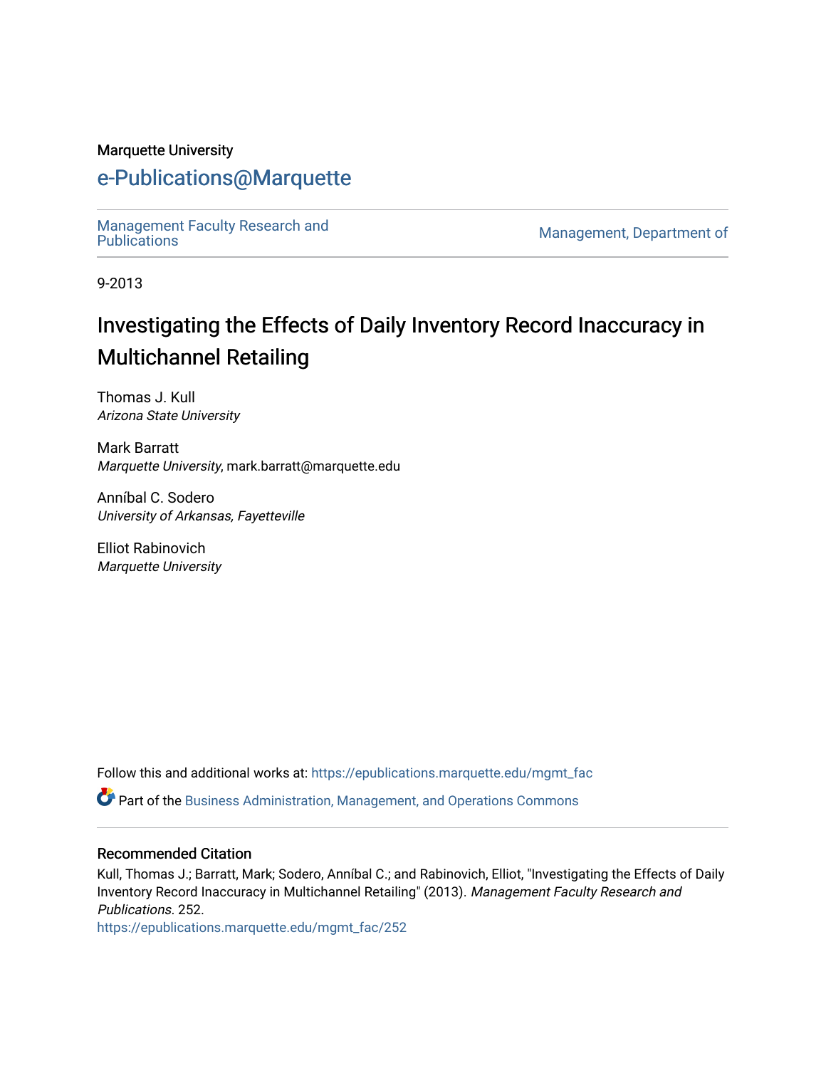Marquette University

# e-Publications@Marquette

Management Faculty Research and Publications | Management, Department of

9-2013

## Investigating the Effects of Daily Inventory Record Inaccuracy in Multichannel Retailing

Thomas J. Kull
*Arizona State University*

Mark Barratt
*Marquette University*, mark.barratt@marquette.edu

Anníbal C. Sodero
*University of Arkansas, Fayetteville*

Elliot Rabinovich
*Marquette University*

Follow this and additional works at: https://epublications.marquette.edu/mgmt_fac

Part of the Business Administration, Management, and Operations Commons

### Recommended Citation

Kull, Thomas J.; Barratt, Mark; Sodero, Anníbal C.; and Rabinovich, Elliot, "Investigating the Effects of Daily Inventory Record Inaccuracy in Multichannel Retailing" (2013). *Management Faculty Research and Publications*. 252.
https://epublications.marquette.edu/mgmt_fac/252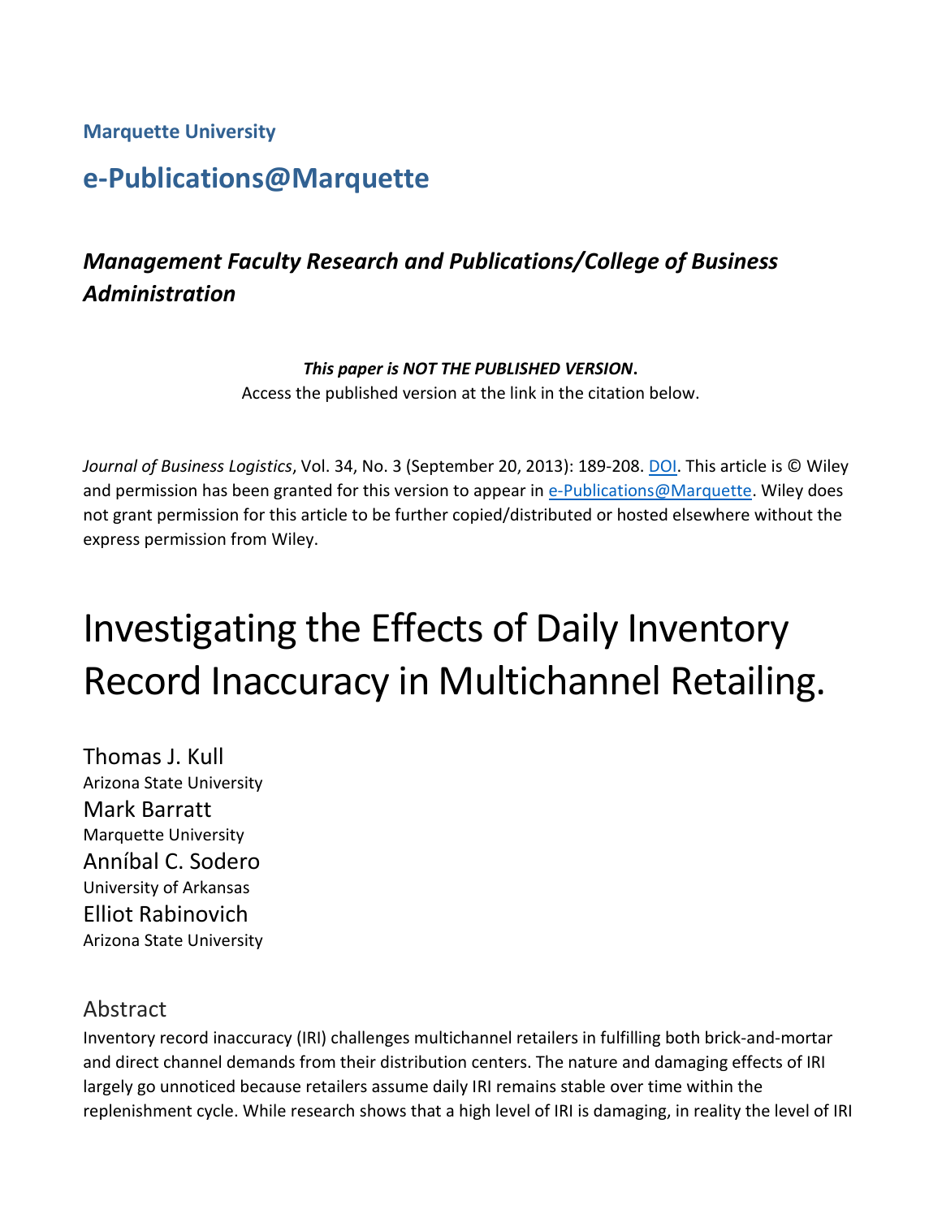**Marquette University**

## e-Publications@Marquette

### *Management Faculty Research and Publications/College of Business Administration*

***This paper is NOT THE PUBLISHED VERSION*.**
Access the published version at the link in the citation below.

*Journal of Business Logistics*, Vol. 34, No. 3 (September 20, 2013): 189-208. DOI. This article is © Wiley and permission has been granted for this version to appear in e-Publications@Marquette. Wiley does not grant permission for this article to be further copied/distributed or hosted elsewhere without the express permission from Wiley.

# Investigating the Effects of Daily Inventory Record Inaccuracy in Multichannel Retailing.

Thomas J. Kull
Arizona State University

Mark Barratt
Marquette University

Anníbal C. Sodero
University of Arkansas

Elliot Rabinovich
Arizona State University

## Abstract

Inventory record inaccuracy (IRI) challenges multichannel retailers in fulfilling both brick-and-mortar and direct channel demands from their distribution centers. The nature and damaging effects of IRI largely go unnoticed because retailers assume daily IRI remains stable over time within the replenishment cycle. While research shows that a high level of IRI is damaging, in reality the level of IRI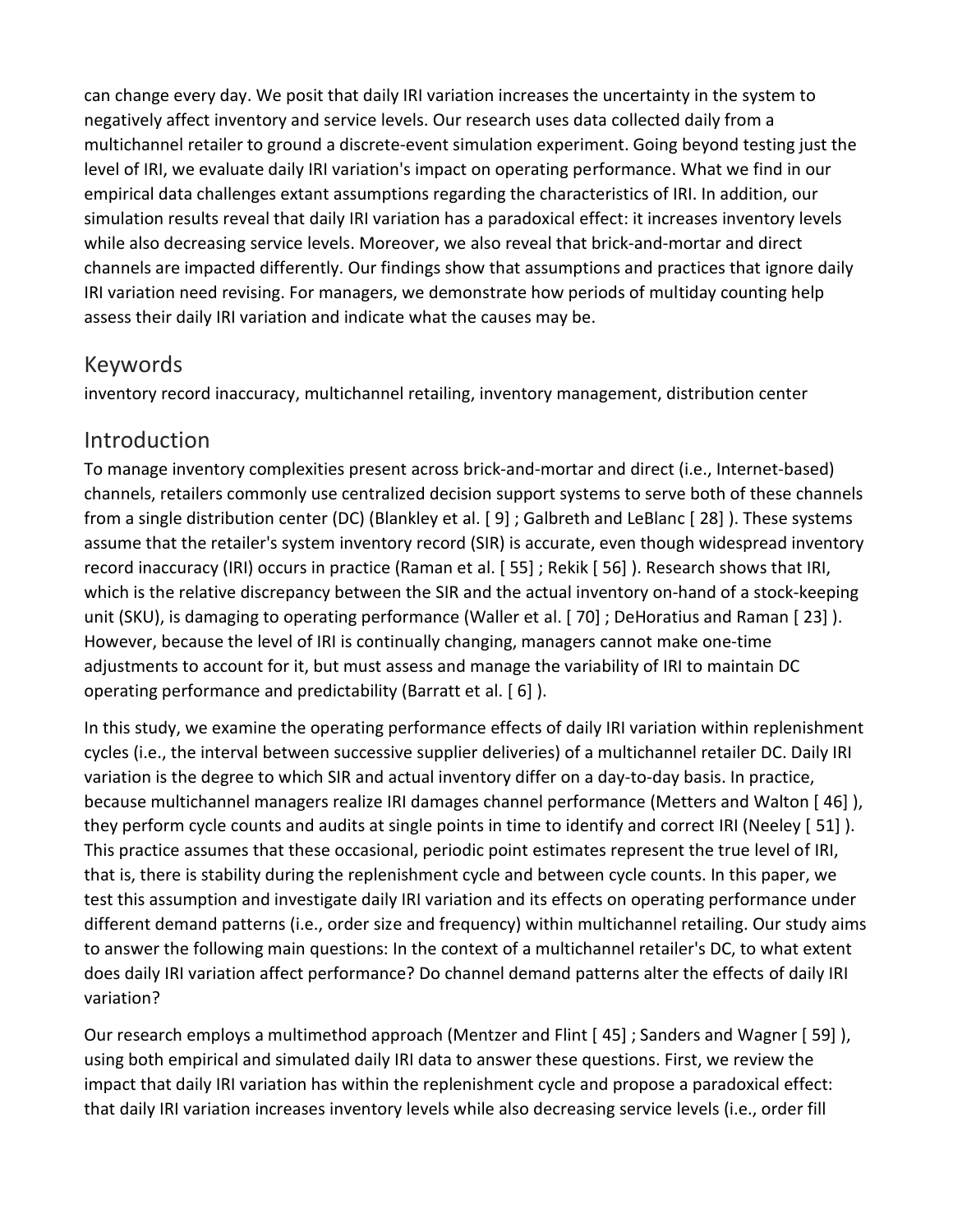can change every day. We posit that daily IRI variation increases the uncertainty in the system to negatively affect inventory and service levels. Our research uses data collected daily from a multichannel retailer to ground a discrete-event simulation experiment. Going beyond testing just the level of IRI, we evaluate daily IRI variation's impact on operating performance. What we find in our empirical data challenges extant assumptions regarding the characteristics of IRI. In addition, our simulation results reveal that daily IRI variation has a paradoxical effect: it increases inventory levels while also decreasing service levels. Moreover, we also reveal that brick-and-mortar and direct channels are impacted differently. Our findings show that assumptions and practices that ignore daily IRI variation need revising. For managers, we demonstrate how periods of multiday counting help assess their daily IRI variation and indicate what the causes may be.

## Keywords

inventory record inaccuracy, multichannel retailing, inventory management, distribution center

## Introduction

To manage inventory complexities present across brick-and-mortar and direct (i.e., Internet-based) channels, retailers commonly use centralized decision support systems to serve both of these channels from a single distribution center (DC) (Blankley et al. [ 9] ; Galbreth and LeBlanc [ 28] ). These systems assume that the retailer's system inventory record (SIR) is accurate, even though widespread inventory record inaccuracy (IRI) occurs in practice (Raman et al. [ 55] ; Rekik [ 56] ). Research shows that IRI, which is the relative discrepancy between the SIR and the actual inventory on-hand of a stock-keeping unit (SKU), is damaging to operating performance (Waller et al. [ 70] ; DeHoratius and Raman [ 23] ). However, because the level of IRI is continually changing, managers cannot make one-time adjustments to account for it, but must assess and manage the variability of IRI to maintain DC operating performance and predictability (Barratt et al. [ 6] ).

In this study, we examine the operating performance effects of daily IRI variation within replenishment cycles (i.e., the interval between successive supplier deliveries) of a multichannel retailer DC. Daily IRI variation is the degree to which SIR and actual inventory differ on a day-to-day basis. In practice, because multichannel managers realize IRI damages channel performance (Metters and Walton [ 46] ), they perform cycle counts and audits at single points in time to identify and correct IRI (Neeley [ 51] ). This practice assumes that these occasional, periodic point estimates represent the true level of IRI, that is, there is stability during the replenishment cycle and between cycle counts. In this paper, we test this assumption and investigate daily IRI variation and its effects on operating performance under different demand patterns (i.e., order size and frequency) within multichannel retailing. Our study aims to answer the following main questions: In the context of a multichannel retailer's DC, to what extent does daily IRI variation affect performance? Do channel demand patterns alter the effects of daily IRI variation?

Our research employs a multimethod approach (Mentzer and Flint [ 45] ; Sanders and Wagner [ 59] ), using both empirical and simulated daily IRI data to answer these questions. First, we review the impact that daily IRI variation has within the replenishment cycle and propose a paradoxical effect: that daily IRI variation increases inventory levels while also decreasing service levels (i.e., order fill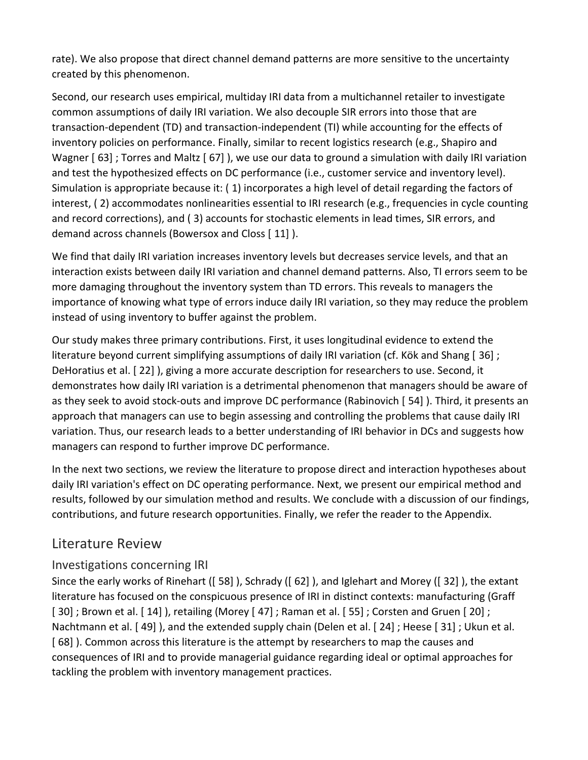rate). We also propose that direct channel demand patterns are more sensitive to the uncertainty created by this phenomenon.

Second, our research uses empirical, multiday IRI data from a multichannel retailer to investigate common assumptions of daily IRI variation. We also decouple SIR errors into those that are transaction-dependent (TD) and transaction-independent (TI) while accounting for the effects of inventory policies on performance. Finally, similar to recent logistics research (e.g., Shapiro and Wagner [ 63] ; Torres and Maltz [ 67] ), we use our data to ground a simulation with daily IRI variation and test the hypothesized effects on DC performance (i.e., customer service and inventory level). Simulation is appropriate because it: ( 1) incorporates a high level of detail regarding the factors of interest, ( 2) accommodates nonlinearities essential to IRI research (e.g., frequencies in cycle counting and record corrections), and ( 3) accounts for stochastic elements in lead times, SIR errors, and demand across channels (Bowersox and Closs [ 11] ).

We find that daily IRI variation increases inventory levels but decreases service levels, and that an interaction exists between daily IRI variation and channel demand patterns. Also, TI errors seem to be more damaging throughout the inventory system than TD errors. This reveals to managers the importance of knowing what type of errors induce daily IRI variation, so they may reduce the problem instead of using inventory to buffer against the problem.

Our study makes three primary contributions. First, it uses longitudinal evidence to extend the literature beyond current simplifying assumptions of daily IRI variation (cf. Kök and Shang [ 36] ; DeHoratius et al. [ 22] ), giving a more accurate description for researchers to use. Second, it demonstrates how daily IRI variation is a detrimental phenomenon that managers should be aware of as they seek to avoid stock-outs and improve DC performance (Rabinovich [ 54] ). Third, it presents an approach that managers can use to begin assessing and controlling the problems that cause daily IRI variation. Thus, our research leads to a better understanding of IRI behavior in DCs and suggests how managers can respond to further improve DC performance.

In the next two sections, we review the literature to propose direct and interaction hypotheses about daily IRI variation's effect on DC operating performance. Next, we present our empirical method and results, followed by our simulation method and results. We conclude with a discussion of our findings, contributions, and future research opportunities. Finally, we refer the reader to the Appendix.

## Literature Review

### Investigations concerning IRI

Since the early works of Rinehart ([ 58] ), Schrady ([ 62] ), and Iglehart and Morey ([ 32] ), the extant literature has focused on the conspicuous presence of IRI in distinct contexts: manufacturing (Graff [ 30] ; Brown et al. [ 14] ), retailing (Morey [ 47] ; Raman et al. [ 55] ; Corsten and Gruen [ 20] ; Nachtmann et al. [ 49] ), and the extended supply chain (Delen et al. [ 24] ; Heese [ 31] ; Ukun et al. [ 68] ). Common across this literature is the attempt by researchers to map the causes and consequences of IRI and to provide managerial guidance regarding ideal or optimal approaches for tackling the problem with inventory management practices.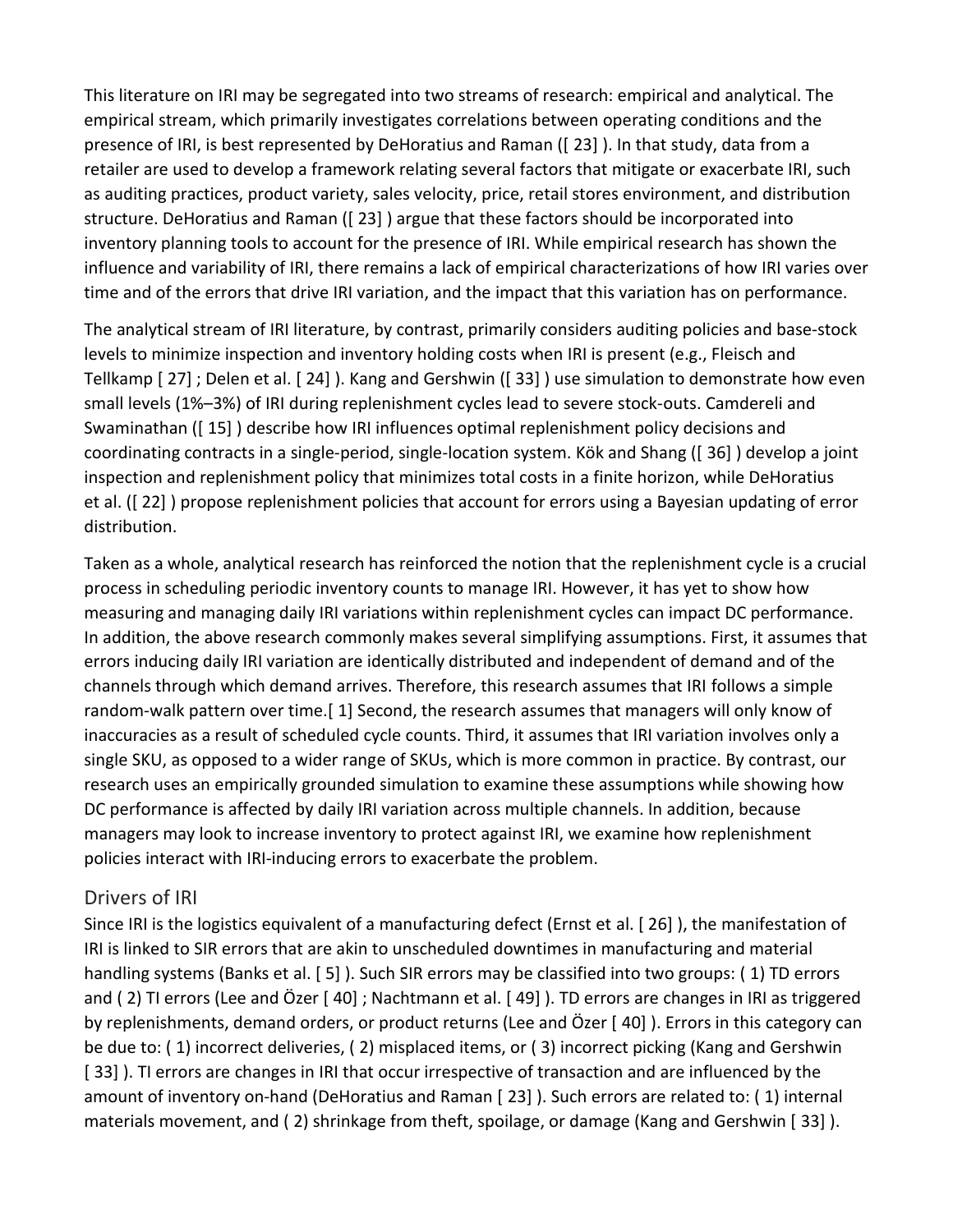This literature on IRI may be segregated into two streams of research: empirical and analytical. The empirical stream, which primarily investigates correlations between operating conditions and the presence of IRI, is best represented by DeHoratius and Raman ([ 23] ). In that study, data from a retailer are used to develop a framework relating several factors that mitigate or exacerbate IRI, such as auditing practices, product variety, sales velocity, price, retail stores environment, and distribution structure. DeHoratius and Raman ([ 23] ) argue that these factors should be incorporated into inventory planning tools to account for the presence of IRI. While empirical research has shown the influence and variability of IRI, there remains a lack of empirical characterizations of how IRI varies over time and of the errors that drive IRI variation, and the impact that this variation has on performance.

The analytical stream of IRI literature, by contrast, primarily considers auditing policies and base-stock levels to minimize inspection and inventory holding costs when IRI is present (e.g., Fleisch and Tellkamp [ 27] ; Delen et al. [ 24] ). Kang and Gershwin ([ 33] ) use simulation to demonstrate how even small levels (1%–3%) of IRI during replenishment cycles lead to severe stock-outs. Camdereli and Swaminathan ([ 15] ) describe how IRI influences optimal replenishment policy decisions and coordinating contracts in a single-period, single-location system. Kök and Shang ([ 36] ) develop a joint inspection and replenishment policy that minimizes total costs in a finite horizon, while DeHoratius et al. ([ 22] ) propose replenishment policies that account for errors using a Bayesian updating of error distribution.

Taken as a whole, analytical research has reinforced the notion that the replenishment cycle is a crucial process in scheduling periodic inventory counts to manage IRI. However, it has yet to show how measuring and managing daily IRI variations within replenishment cycles can impact DC performance. In addition, the above research commonly makes several simplifying assumptions. First, it assumes that errors inducing daily IRI variation are identically distributed and independent of demand and of the channels through which demand arrives. Therefore, this research assumes that IRI follows a simple random-walk pattern over time.[ 1] Second, the research assumes that managers will only know of inaccuracies as a result of scheduled cycle counts. Third, it assumes that IRI variation involves only a single SKU, as opposed to a wider range of SKUs, which is more common in practice. By contrast, our research uses an empirically grounded simulation to examine these assumptions while showing how DC performance is affected by daily IRI variation across multiple channels. In addition, because managers may look to increase inventory to protect against IRI, we examine how replenishment policies interact with IRI-inducing errors to exacerbate the problem.

## Drivers of IRI

Since IRI is the logistics equivalent of a manufacturing defect (Ernst et al. [ 26] ), the manifestation of IRI is linked to SIR errors that are akin to unscheduled downtimes in manufacturing and material handling systems (Banks et al. [ 5] ). Such SIR errors may be classified into two groups: ( 1) TD errors and ( 2) TI errors (Lee and Özer [ 40] ; Nachtmann et al. [ 49] ). TD errors are changes in IRI as triggered by replenishments, demand orders, or product returns (Lee and Özer [ 40] ). Errors in this category can be due to: ( 1) incorrect deliveries, ( 2) misplaced items, or ( 3) incorrect picking (Kang and Gershwin [ 33] ). TI errors are changes in IRI that occur irrespective of transaction and are influenced by the amount of inventory on-hand (DeHoratius and Raman [ 23] ). Such errors are related to: ( 1) internal materials movement, and ( 2) shrinkage from theft, spoilage, or damage (Kang and Gershwin [ 33] ).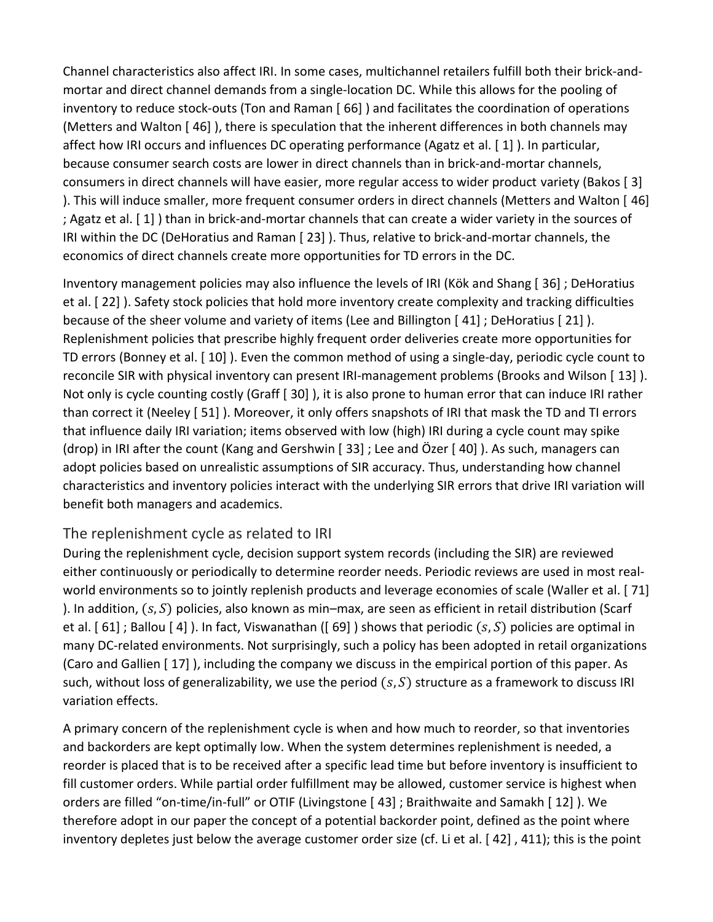Channel characteristics also affect IRI. In some cases, multichannel retailers fulfill both their brick-and-mortar and direct channel demands from a single-location DC. While this allows for the pooling of inventory to reduce stock-outs (Ton and Raman [ 66] ) and facilitates the coordination of operations (Metters and Walton [ 46] ), there is speculation that the inherent differences in both channels may affect how IRI occurs and influences DC operating performance (Agatz et al. [ 1] ). In particular, because consumer search costs are lower in direct channels than in brick-and-mortar channels, consumers in direct channels will have easier, more regular access to wider product variety (Bakos [ 3] ). This will induce smaller, more frequent consumer orders in direct channels (Metters and Walton [ 46] ; Agatz et al. [ 1] ) than in brick-and-mortar channels that can create a wider variety in the sources of IRI within the DC (DeHoratius and Raman [ 23] ). Thus, relative to brick-and-mortar channels, the economics of direct channels create more opportunities for TD errors in the DC.

Inventory management policies may also influence the levels of IRI (Kök and Shang [ 36] ; DeHoratius et al. [ 22] ). Safety stock policies that hold more inventory create complexity and tracking difficulties because of the sheer volume and variety of items (Lee and Billington [ 41] ; DeHoratius [ 21] ). Replenishment policies that prescribe highly frequent order deliveries create more opportunities for TD errors (Bonney et al. [ 10] ). Even the common method of using a single-day, periodic cycle count to reconcile SIR with physical inventory can present IRI-management problems (Brooks and Wilson [ 13] ). Not only is cycle counting costly (Graff [ 30] ), it is also prone to human error that can induce IRI rather than correct it (Neeley [ 51] ). Moreover, it only offers snapshots of IRI that mask the TD and TI errors that influence daily IRI variation; items observed with low (high) IRI during a cycle count may spike (drop) in IRI after the count (Kang and Gershwin [ 33] ; Lee and Özer [ 40] ). As such, managers can adopt policies based on unrealistic assumptions of SIR accuracy. Thus, understanding how channel characteristics and inventory policies interact with the underlying SIR errors that drive IRI variation will benefit both managers and academics.

## The replenishment cycle as related to IRI

During the replenishment cycle, decision support system records (including the SIR) are reviewed either continuously or periodically to determine reorder needs. Periodic reviews are used in most real-world environments so to jointly replenish products and leverage economies of scale (Waller et al. [ 71] ). In addition, $(s, S)$ policies, also known as min–max, are seen as efficient in retail distribution (Scarf et al. [ 61] ; Ballou [ 4] ). In fact, Viswanathan ([ 69] ) shows that periodic $(s, S)$ policies are optimal in many DC-related environments. Not surprisingly, such a policy has been adopted in retail organizations (Caro and Gallien [ 17] ), including the company we discuss in the empirical portion of this paper. As such, without loss of generalizability, we use the period $(s, S)$ structure as a framework to discuss IRI variation effects.

A primary concern of the replenishment cycle is when and how much to reorder, so that inventories and backorders are kept optimally low. When the system determines replenishment is needed, a reorder is placed that is to be received after a specific lead time but before inventory is insufficient to fill customer orders. While partial order fulfillment may be allowed, customer service is highest when orders are filled "on-time/in-full" or OTIF (Livingstone [ 43] ; Braithwaite and Samakh [ 12] ). We therefore adopt in our paper the concept of a potential backorder point, defined as the point where inventory depletes just below the average customer order size (cf. Li et al. [ 42] , 411); this is the point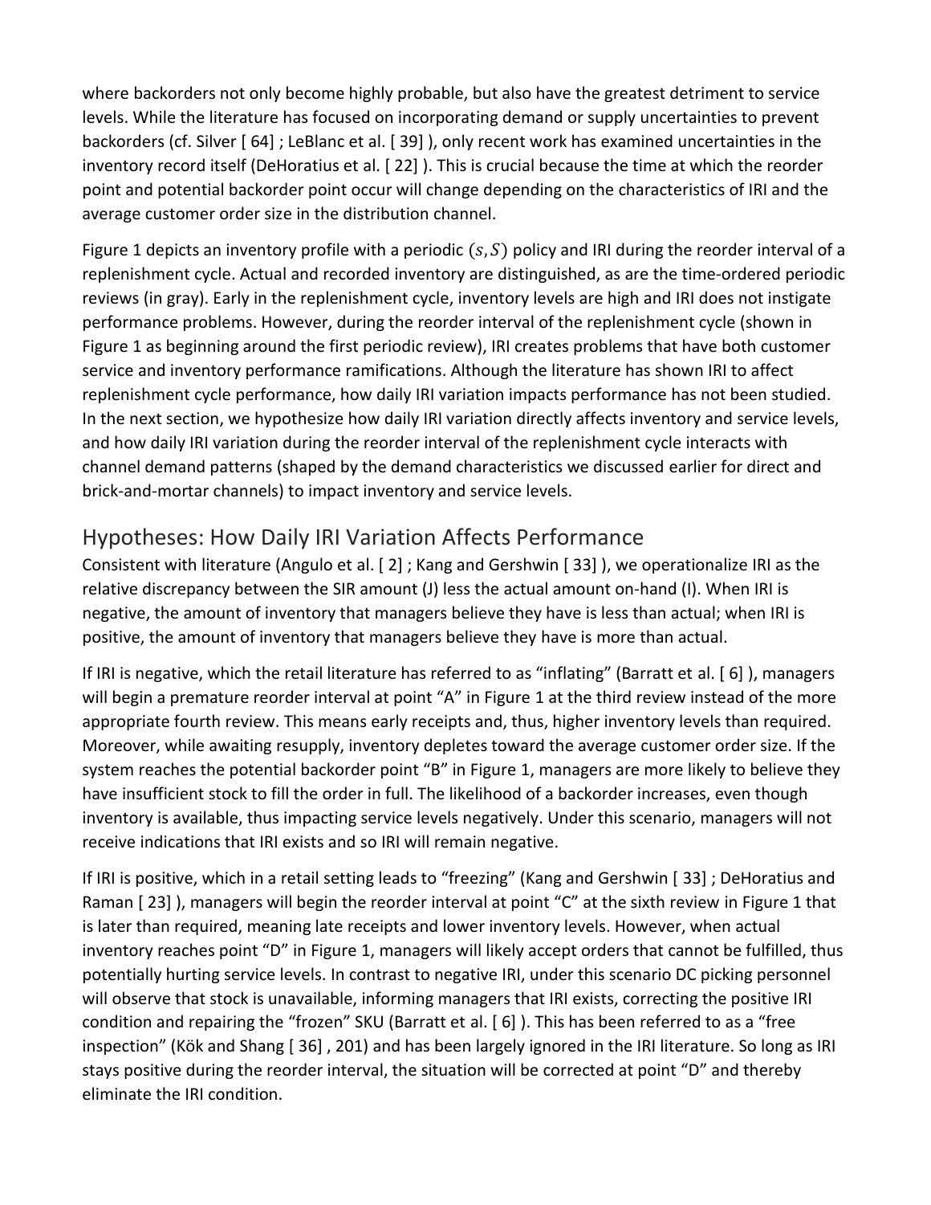where backorders not only become highly probable, but also have the greatest detriment to service levels. While the literature has focused on incorporating demand or supply uncertainties to prevent backorders (cf. Silver [ 64] ; LeBlanc et al. [ 39] ), only recent work has examined uncertainties in the inventory record itself (DeHoratius et al. [ 22] ). This is crucial because the time at which the reorder point and potential backorder point occur will change depending on the characteristics of IRI and the average customer order size in the distribution channel.

Figure 1 depicts an inventory profile with a periodic $(s, S)$ policy and IRI during the reorder interval of a replenishment cycle. Actual and recorded inventory are distinguished, as are the time-ordered periodic reviews (in gray). Early in the replenishment cycle, inventory levels are high and IRI does not instigate performance problems. However, during the reorder interval of the replenishment cycle (shown in Figure 1 as beginning around the first periodic review), IRI creates problems that have both customer service and inventory performance ramifications. Although the literature has shown IRI to affect replenishment cycle performance, how daily IRI variation impacts performance has not been studied. In the next section, we hypothesize how daily IRI variation directly affects inventory and service levels, and how daily IRI variation during the reorder interval of the replenishment cycle interacts with channel demand patterns (shaped by the demand characteristics we discussed earlier for direct and brick-and-mortar channels) to impact inventory and service levels.

## Hypotheses: How Daily IRI Variation Affects Performance

Consistent with literature (Angulo et al. [ 2] ; Kang and Gershwin [ 33] ), we operationalize IRI as the relative discrepancy between the SIR amount (J) less the actual amount on-hand (I). When IRI is negative, the amount of inventory that managers believe they have is less than actual; when IRI is positive, the amount of inventory that managers believe they have is more than actual.

If IRI is negative, which the retail literature has referred to as "inflating" (Barratt et al. [ 6] ), managers will begin a premature reorder interval at point "A" in Figure 1 at the third review instead of the more appropriate fourth review. This means early receipts and, thus, higher inventory levels than required. Moreover, while awaiting resupply, inventory depletes toward the average customer order size. If the system reaches the potential backorder point "B" in Figure 1, managers are more likely to believe they have insufficient stock to fill the order in full. The likelihood of a backorder increases, even though inventory is available, thus impacting service levels negatively. Under this scenario, managers will not receive indications that IRI exists and so IRI will remain negative.

If IRI is positive, which in a retail setting leads to "freezing" (Kang and Gershwin [ 33] ; DeHoratius and Raman [ 23] ), managers will begin the reorder interval at point "C" at the sixth review in Figure 1 that is later than required, meaning late receipts and lower inventory levels. However, when actual inventory reaches point "D" in Figure 1, managers will likely accept orders that cannot be fulfilled, thus potentially hurting service levels. In contrast to negative IRI, under this scenario DC picking personnel will observe that stock is unavailable, informing managers that IRI exists, correcting the positive IRI condition and repairing the "frozen" SKU (Barratt et al. [ 6] ). This has been referred to as a "free inspection" (Kök and Shang [ 36] , 201) and has been largely ignored in the IRI literature. So long as IRI stays positive during the reorder interval, the situation will be corrected at point "D" and thereby eliminate the IRI condition.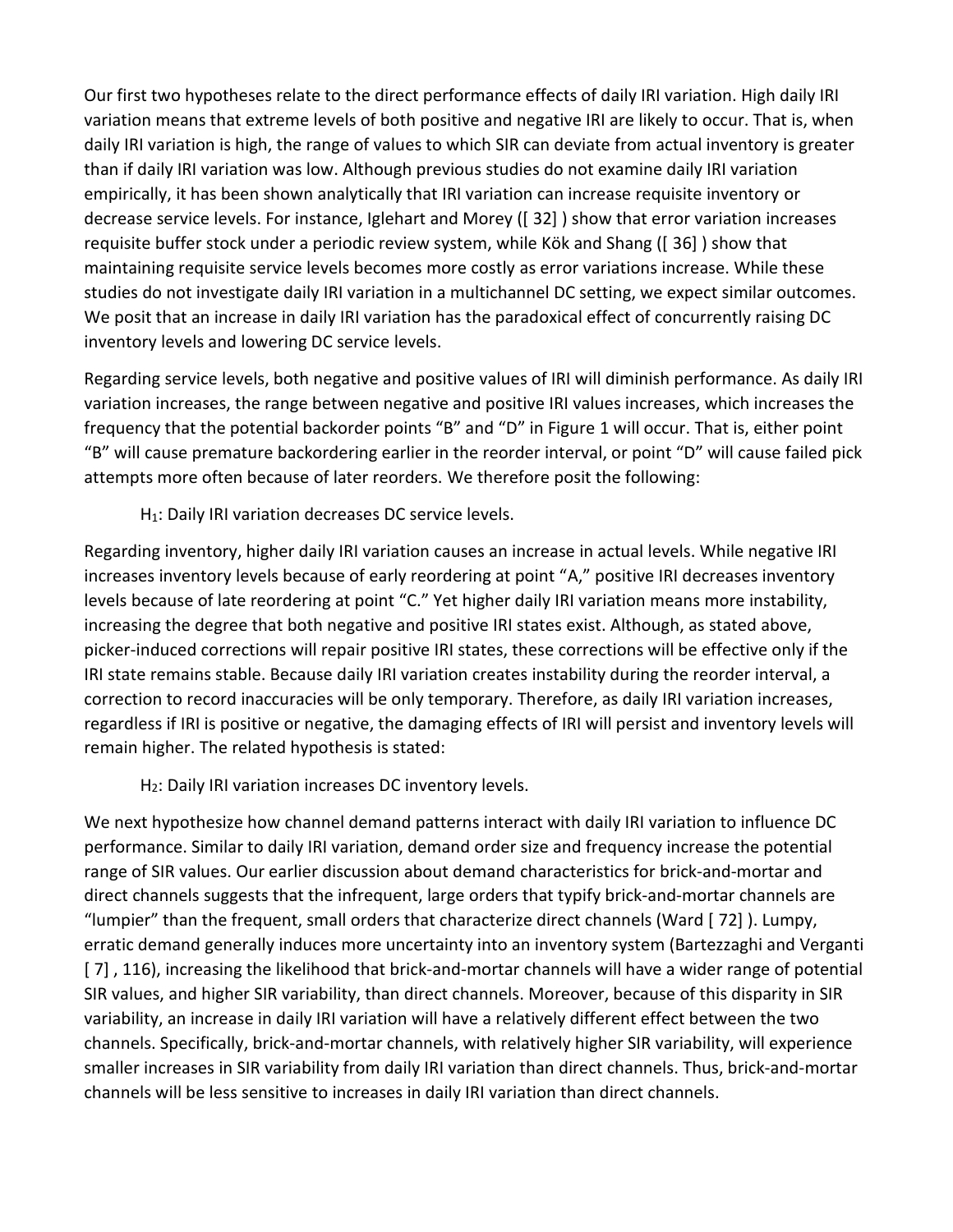Our first two hypotheses relate to the direct performance effects of daily IRI variation. High daily IRI variation means that extreme levels of both positive and negative IRI are likely to occur. That is, when daily IRI variation is high, the range of values to which SIR can deviate from actual inventory is greater than if daily IRI variation was low. Although previous studies do not examine daily IRI variation empirically, it has been shown analytically that IRI variation can increase requisite inventory or decrease service levels. For instance, Iglehart and Morey ([ 32] ) show that error variation increases requisite buffer stock under a periodic review system, while Kök and Shang ([ 36] ) show that maintaining requisite service levels becomes more costly as error variations increase. While these studies do not investigate daily IRI variation in a multichannel DC setting, we expect similar outcomes. We posit that an increase in daily IRI variation has the paradoxical effect of concurrently raising DC inventory levels and lowering DC service levels.

Regarding service levels, both negative and positive values of IRI will diminish performance. As daily IRI variation increases, the range between negative and positive IRI values increases, which increases the frequency that the potential backorder points "B" and "D" in Figure 1 will occur. That is, either point "B" will cause premature backordering earlier in the reorder interval, or point "D" will cause failed pick attempts more often because of later reorders. We therefore posit the following:

> $H_1$: Daily IRI variation decreases DC service levels.

Regarding inventory, higher daily IRI variation causes an increase in actual levels. While negative IRI increases inventory levels because of early reordering at point "A," positive IRI decreases inventory levels because of late reordering at point "C." Yet higher daily IRI variation means more instability, increasing the degree that both negative and positive IRI states exist. Although, as stated above, picker-induced corrections will repair positive IRI states, these corrections will be effective only if the IRI state remains stable. Because daily IRI variation creates instability during the reorder interval, a correction to record inaccuracies will be only temporary. Therefore, as daily IRI variation increases, regardless if IRI is positive or negative, the damaging effects of IRI will persist and inventory levels will remain higher. The related hypothesis is stated:

> $H_2$: Daily IRI variation increases DC inventory levels.

We next hypothesize how channel demand patterns interact with daily IRI variation to influence DC performance. Similar to daily IRI variation, demand order size and frequency increase the potential range of SIR values. Our earlier discussion about demand characteristics for brick-and-mortar and direct channels suggests that the infrequent, large orders that typify brick-and-mortar channels are "lumpier" than the frequent, small orders that characterize direct channels (Ward [ 72] ). Lumpy, erratic demand generally induces more uncertainty into an inventory system (Bartezzaghi and Verganti [ 7] , 116), increasing the likelihood that brick-and-mortar channels will have a wider range of potential SIR values, and higher SIR variability, than direct channels. Moreover, because of this disparity in SIR variability, an increase in daily IRI variation will have a relatively different effect between the two channels. Specifically, brick-and-mortar channels, with relatively higher SIR variability, will experience smaller increases in SIR variability from daily IRI variation than direct channels. Thus, brick-and-mortar channels will be less sensitive to increases in daily IRI variation than direct channels.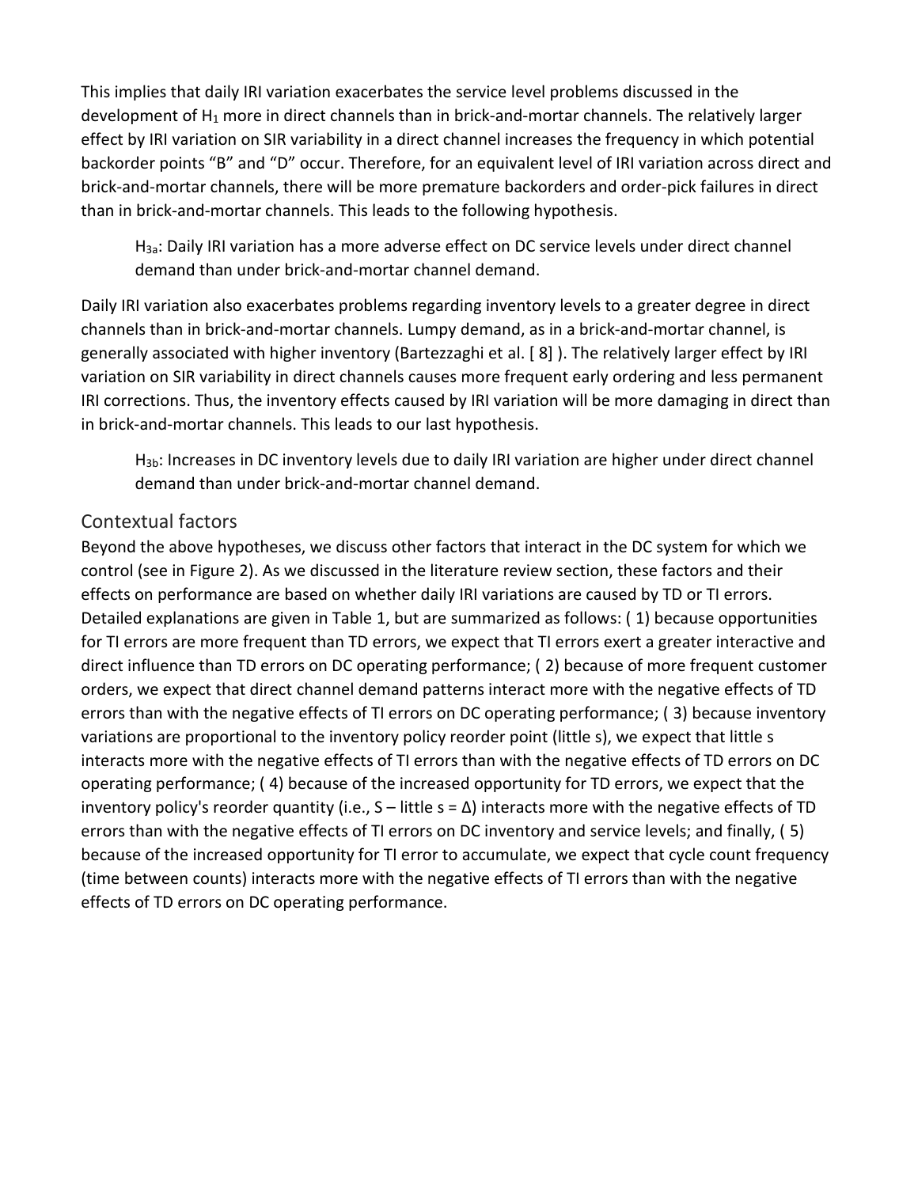This implies that daily IRI variation exacerbates the service level problems discussed in the development of $H_1$ more in direct channels than in brick-and-mortar channels. The relatively larger effect by IRI variation on SIR variability in a direct channel increases the frequency in which potential backorder points "B" and "D" occur. Therefore, for an equivalent level of IRI variation across direct and brick-and-mortar channels, there will be more premature backorders and order-pick failures in direct than in brick-and-mortar channels. This leads to the following hypothesis.

> $H_{3a}$: Daily IRI variation has a more adverse effect on DC service levels under direct channel demand than under brick-and-mortar channel demand.

Daily IRI variation also exacerbates problems regarding inventory levels to a greater degree in direct channels than in brick-and-mortar channels. Lumpy demand, as in a brick-and-mortar channel, is generally associated with higher inventory (Bartezzaghi et al. [ 8] ). The relatively larger effect by IRI variation on SIR variability in direct channels causes more frequent early ordering and less permanent IRI corrections. Thus, the inventory effects caused by IRI variation will be more damaging in direct than in brick-and-mortar channels. This leads to our last hypothesis.

> $H_{3b}$: Increases in DC inventory levels due to daily IRI variation are higher under direct channel demand than under brick-and-mortar channel demand.

## Contextual factors

Beyond the above hypotheses, we discuss other factors that interact in the DC system for which we control (see in Figure 2). As we discussed in the literature review section, these factors and their effects on performance are based on whether daily IRI variations are caused by TD or TI errors. Detailed explanations are given in Table 1, but are summarized as follows: ( 1) because opportunities for TI errors are more frequent than TD errors, we expect that TI errors exert a greater interactive and direct influence than TD errors on DC operating performance; ( 2) because of more frequent customer orders, we expect that direct channel demand patterns interact more with the negative effects of TD errors than with the negative effects of TI errors on DC operating performance; ( 3) because inventory variations are proportional to the inventory policy reorder point (little s), we expect that little s interacts more with the negative effects of TI errors than with the negative effects of TD errors on DC operating performance; ( 4) because of the increased opportunity for TD errors, we expect that the inventory policy's reorder quantity (i.e., S – little s = Δ) interacts more with the negative effects of TD errors than with the negative effects of TI errors on DC inventory and service levels; and finally, ( 5) because of the increased opportunity for TI error to accumulate, we expect that cycle count frequency (time between counts) interacts more with the negative effects of TI errors than with the negative effects of TD errors on DC operating performance.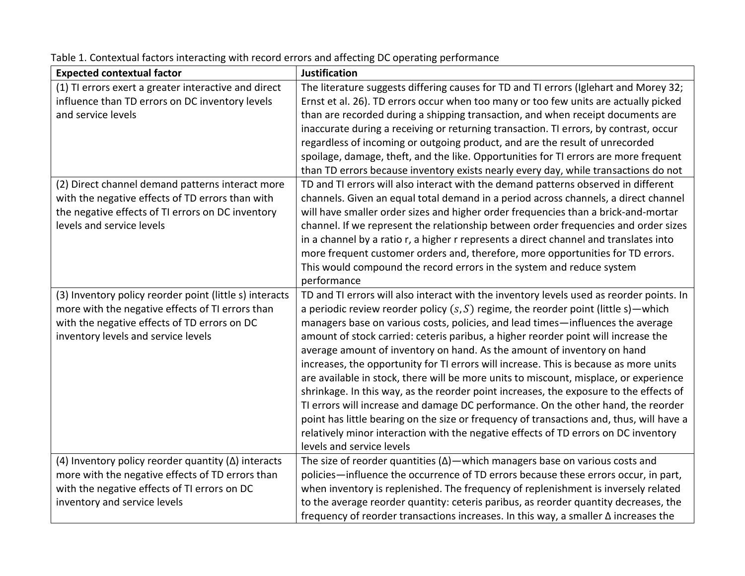Table 1. Contextual factors interacting with record errors and affecting DC operating performance

| Expected contextual factor | Justification |
| --- | --- |
| (1) TI errors exert a greater interactive and direct influence than TD errors on DC inventory levels and service levels | The literature suggests differing causes for TD and TI errors (Iglehart and Morey 32; Ernst et al. 26). TD errors occur when too many or too few units are actually picked than are recorded during a shipping transaction, and when receipt documents are inaccurate during a receiving or returning transaction. TI errors, by contrast, occur regardless of incoming or outgoing product, and are the result of unrecorded spoilage, damage, theft, and the like. Opportunities for TI errors are more frequent than TD errors because inventory exists nearly every day, while transactions do not |
| (2) Direct channel demand patterns interact more with the negative effects of TD errors than with the negative effects of TI errors on DC inventory levels and service levels | TD and TI errors will also interact with the demand patterns observed in different channels. Given an equal total demand in a period across channels, a direct channel will have smaller order sizes and higher order frequencies than a brick-and-mortar channel. If we represent the relationship between order frequencies and order sizes in a channel by a ratio r, a higher r represents a direct channel and translates into more frequent customer orders and, therefore, more opportunities for TD errors. This would compound the record errors in the system and reduce system performance |
| (3) Inventory policy reorder point (little s) interacts more with the negative effects of TI errors than with the negative effects of TD errors on DC inventory levels and service levels | TD and TI errors will also interact with the inventory levels used as reorder points. In a periodic review reorder policy $(s, S)$ regime, the reorder point (little s)—which managers base on various costs, policies, and lead times—influences the average amount of stock carried: ceteris paribus, a higher reorder point will increase the average amount of inventory on hand. As the amount of inventory on hand increases, the opportunity for TI errors will increase. This is because as more units are available in stock, there will be more units to miscount, misplace, or experience shrinkage. In this way, as the reorder point increases, the exposure to the effects of TI errors will increase and damage DC performance. On the other hand, the reorder point has little bearing on the size or frequency of transactions and, thus, will have a relatively minor interaction with the negative effects of TD errors on DC inventory levels and service levels |
| (4) Inventory policy reorder quantity (Δ) interacts more with the negative effects of TD errors than with the negative effects of TI errors on DC inventory and service levels | The size of reorder quantities (Δ)—which managers base on various costs and policies—influence the occurrence of TD errors because these errors occur, in part, when inventory is replenished. The frequency of replenishment is inversely related to the average reorder quantity: ceteris paribus, as reorder quantity decreases, the frequency of reorder transactions increases. In this way, a smaller Δ increases the |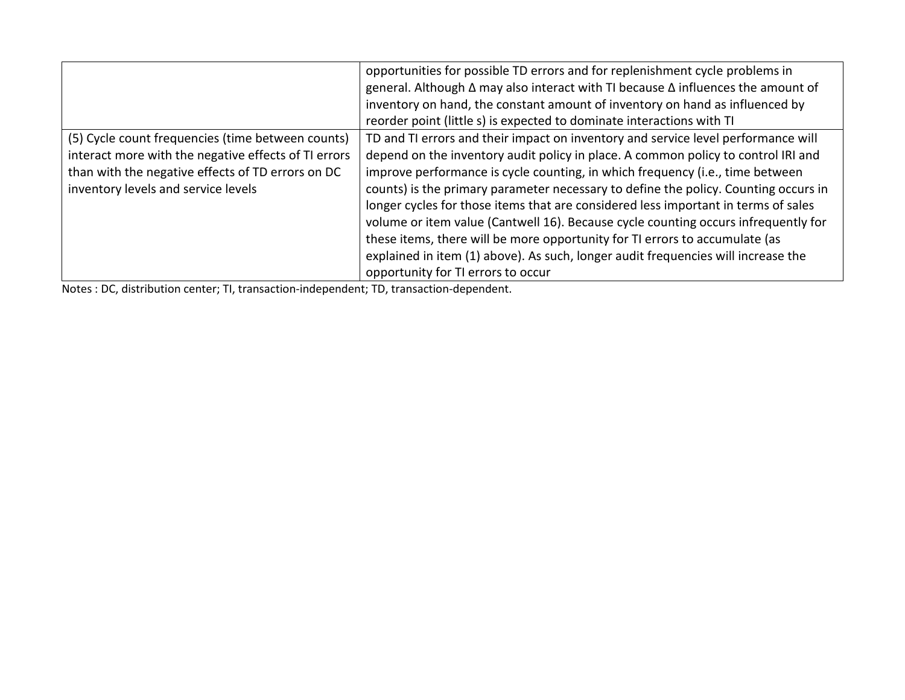| | |
|---|---|
| | opportunities for possible TD errors and for replenishment cycle problems in general. Although Δ may also interact with TI because Δ influences the amount of inventory on hand, the constant amount of inventory on hand as influenced by reorder point (little s) is expected to dominate interactions with TI |
| (5) Cycle count frequencies (time between counts) interact more with the negative effects of TI errors than with the negative effects of TD errors on DC inventory levels and service levels | TD and TI errors and their impact on inventory and service level performance will depend on the inventory audit policy in place. A common policy to control IRI and improve performance is cycle counting, in which frequency (i.e., time between counts) is the primary parameter necessary to define the policy. Counting occurs in longer cycles for those items that are considered less important in terms of sales volume or item value (Cantwell 16). Because cycle counting occurs infrequently for these items, there will be more opportunity for TI errors to accumulate (as explained in item (1) above). As such, longer audit frequencies will increase the opportunity for TI errors to occur |

Notes : DC, distribution center; TI, transaction-independent; TD, transaction-dependent.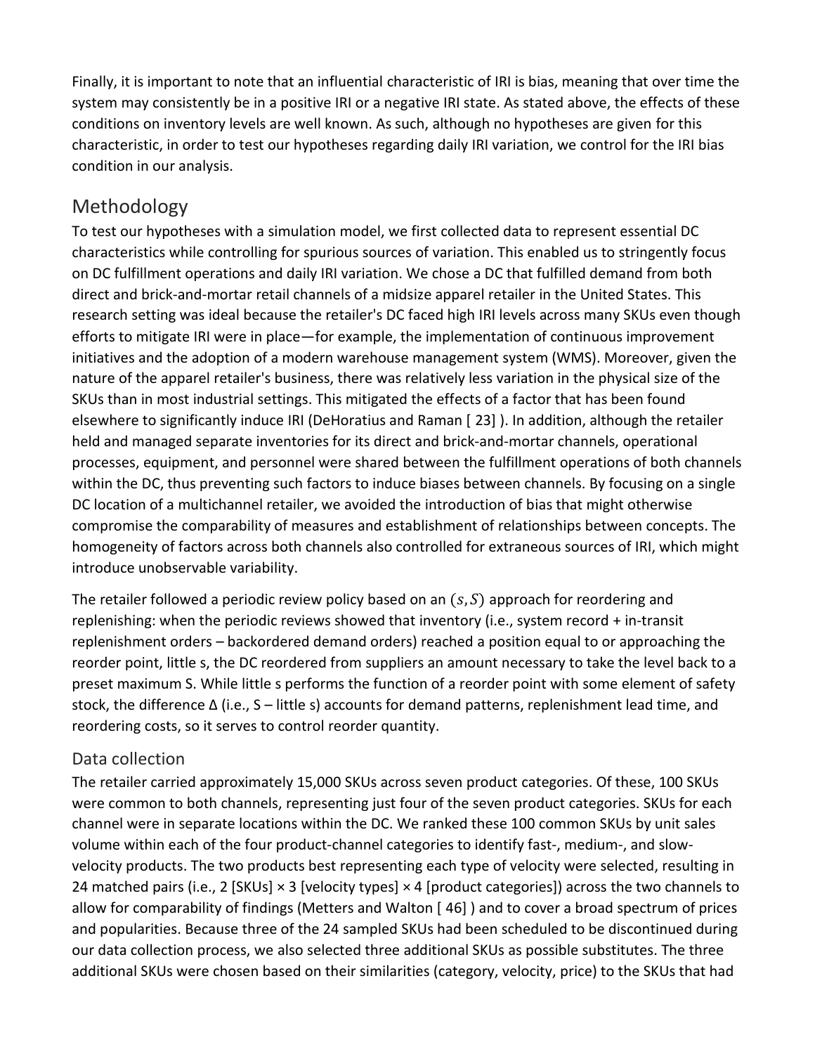Finally, it is important to note that an influential characteristic of IRI is bias, meaning that over time the system may consistently be in a positive IRI or a negative IRI state. As stated above, the effects of these conditions on inventory levels are well known. As such, although no hypotheses are given for this characteristic, in order to test our hypotheses regarding daily IRI variation, we control for the IRI bias condition in our analysis.

## Methodology

To test our hypotheses with a simulation model, we first collected data to represent essential DC characteristics while controlling for spurious sources of variation. This enabled us to stringently focus on DC fulfillment operations and daily IRI variation. We chose a DC that fulfilled demand from both direct and brick-and-mortar retail channels of a midsize apparel retailer in the United States. This research setting was ideal because the retailer's DC faced high IRI levels across many SKUs even though efforts to mitigate IRI were in place—for example, the implementation of continuous improvement initiatives and the adoption of a modern warehouse management system (WMS). Moreover, given the nature of the apparel retailer's business, there was relatively less variation in the physical size of the SKUs than in most industrial settings. This mitigated the effects of a factor that has been found elsewhere to significantly induce IRI (DeHoratius and Raman [ 23] ). In addition, although the retailer held and managed separate inventories for its direct and brick-and-mortar channels, operational processes, equipment, and personnel were shared between the fulfillment operations of both channels within the DC, thus preventing such factors to induce biases between channels. By focusing on a single DC location of a multichannel retailer, we avoided the introduction of bias that might otherwise compromise the comparability of measures and establishment of relationships between concepts. The homogeneity of factors across both channels also controlled for extraneous sources of IRI, which might introduce unobservable variability.

The retailer followed a periodic review policy based on an $(s, S)$ approach for reordering and replenishing: when the periodic reviews showed that inventory (i.e., system record + in-transit replenishment orders – backordered demand orders) reached a position equal to or approaching the reorder point, little s, the DC reordered from suppliers an amount necessary to take the level back to a preset maximum S. While little s performs the function of a reorder point with some element of safety stock, the difference Δ (i.e., S – little s) accounts for demand patterns, replenishment lead time, and reordering costs, so it serves to control reorder quantity.

### Data collection

The retailer carried approximately 15,000 SKUs across seven product categories. Of these, 100 SKUs were common to both channels, representing just four of the seven product categories. SKUs for each channel were in separate locations within the DC. We ranked these 100 common SKUs by unit sales volume within each of the four product-channel categories to identify fast-, medium-, and slow-velocity products. The two products best representing each type of velocity were selected, resulting in 24 matched pairs (i.e., 2 [SKUs] × 3 [velocity types] × 4 [product categories]) across the two channels to allow for comparability of findings (Metters and Walton [ 46] ) and to cover a broad spectrum of prices and popularities. Because three of the 24 sampled SKUs had been scheduled to be discontinued during our data collection process, we also selected three additional SKUs as possible substitutes. The three additional SKUs were chosen based on their similarities (category, velocity, price) to the SKUs that had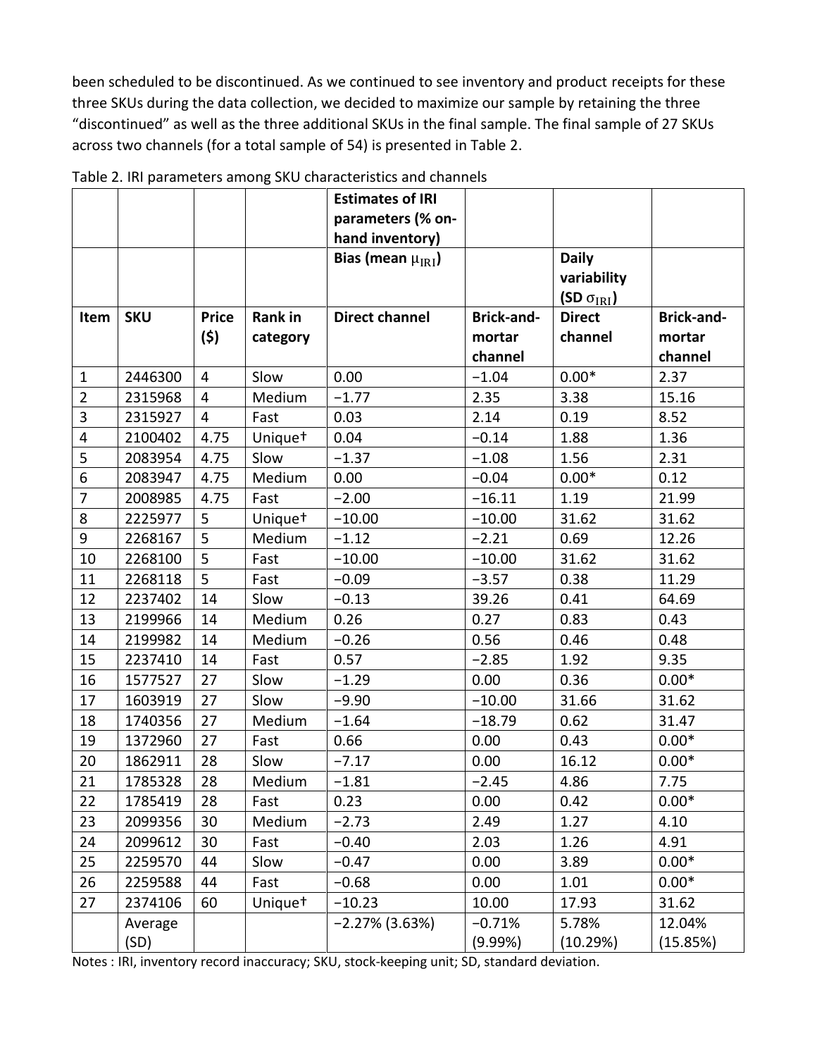been scheduled to be discontinued. As we continued to see inventory and product receipts for these three SKUs during the data collection, we decided to maximize our sample by retaining the three "discontinued" as well as the three additional SKUs in the final sample. The final sample of 27 SKUs across two channels (for a total sample of 54) is presented in Table 2.

Table 2. IRI parameters among SKU characteristics and channels

| | | | | Estimates of IRI parameters (% on-hand inventory) | | | |
|---|---|---|---|---|---|---|---|
| | | | | Bias (mean $\mu_{\text{IRI}}$) | | Daily variability (SD $\sigma_{\text{IRI}}$) | |
| Item | SKU | Price ($) | Rank in category | Direct channel | Brick-and-mortar channel | Direct channel | Brick-and-mortar channel |
| 1 | 2446300 | 4 | Slow | 0.00 | −1.04 | 0.00* | 2.37 |
| 2 | 2315968 | 4 | Medium | −1.77 | 2.35 | 3.38 | 15.16 |
| 3 | 2315927 | 4 | Fast | 0.03 | 2.14 | 0.19 | 8.52 |
| 4 | 2100402 | 4.75 | Unique† | 0.04 | −0.14 | 1.88 | 1.36 |
| 5 | 2083954 | 4.75 | Slow | −1.37 | −1.08 | 1.56 | 2.31 |
| 6 | 2083947 | 4.75 | Medium | 0.00 | −0.04 | 0.00* | 0.12 |
| 7 | 2008985 | 4.75 | Fast | −2.00 | −16.11 | 1.19 | 21.99 |
| 8 | 2225977 | 5 | Unique† | −10.00 | −10.00 | 31.62 | 31.62 |
| 9 | 2268167 | 5 | Medium | −1.12 | −2.21 | 0.69 | 12.26 |
| 10 | 2268100 | 5 | Fast | −10.00 | −10.00 | 31.62 | 31.62 |
| 11 | 2268118 | 5 | Fast | −0.09 | −3.57 | 0.38 | 11.29 |
| 12 | 2237402 | 14 | Slow | −0.13 | 39.26 | 0.41 | 64.69 |
| 13 | 2199966 | 14 | Medium | 0.26 | 0.27 | 0.83 | 0.43 |
| 14 | 2199982 | 14 | Medium | −0.26 | 0.56 | 0.46 | 0.48 |
| 15 | 2237410 | 14 | Fast | 0.57 | −2.85 | 1.92 | 9.35 |
| 16 | 1577527 | 27 | Slow | −1.29 | 0.00 | 0.36 | 0.00* |
| 17 | 1603919 | 27 | Slow | −9.90 | −10.00 | 31.66 | 31.62 |
| 18 | 1740356 | 27 | Medium | −1.64 | −18.79 | 0.62 | 31.47 |
| 19 | 1372960 | 27 | Fast | 0.66 | 0.00 | 0.43 | 0.00* |
| 20 | 1862911 | 28 | Slow | −7.17 | 0.00 | 16.12 | 0.00* |
| 21 | 1785328 | 28 | Medium | −1.81 | −2.45 | 4.86 | 7.75 |
| 22 | 1785419 | 28 | Fast | 0.23 | 0.00 | 0.42 | 0.00* |
| 23 | 2099356 | 30 | Medium | −2.73 | 2.49 | 1.27 | 4.10 |
| 24 | 2099612 | 30 | Fast | −0.40 | 2.03 | 1.26 | 4.91 |
| 25 | 2259570 | 44 | Slow | −0.47 | 0.00 | 3.89 | 0.00* |
| 26 | 2259588 | 44 | Fast | −0.68 | 0.00 | 1.01 | 0.00* |
| 27 | 2374106 | 60 | Unique† | −10.23 | 10.00 | 17.93 | 31.62 |
| | Average (SD) | | | −2.27% (3.63%) | −0.71% (9.99%) | 5.78% (10.29%) | 12.04% (15.85%) |

Notes : IRI, inventory record inaccuracy; SKU, stock-keeping unit; SD, standard deviation.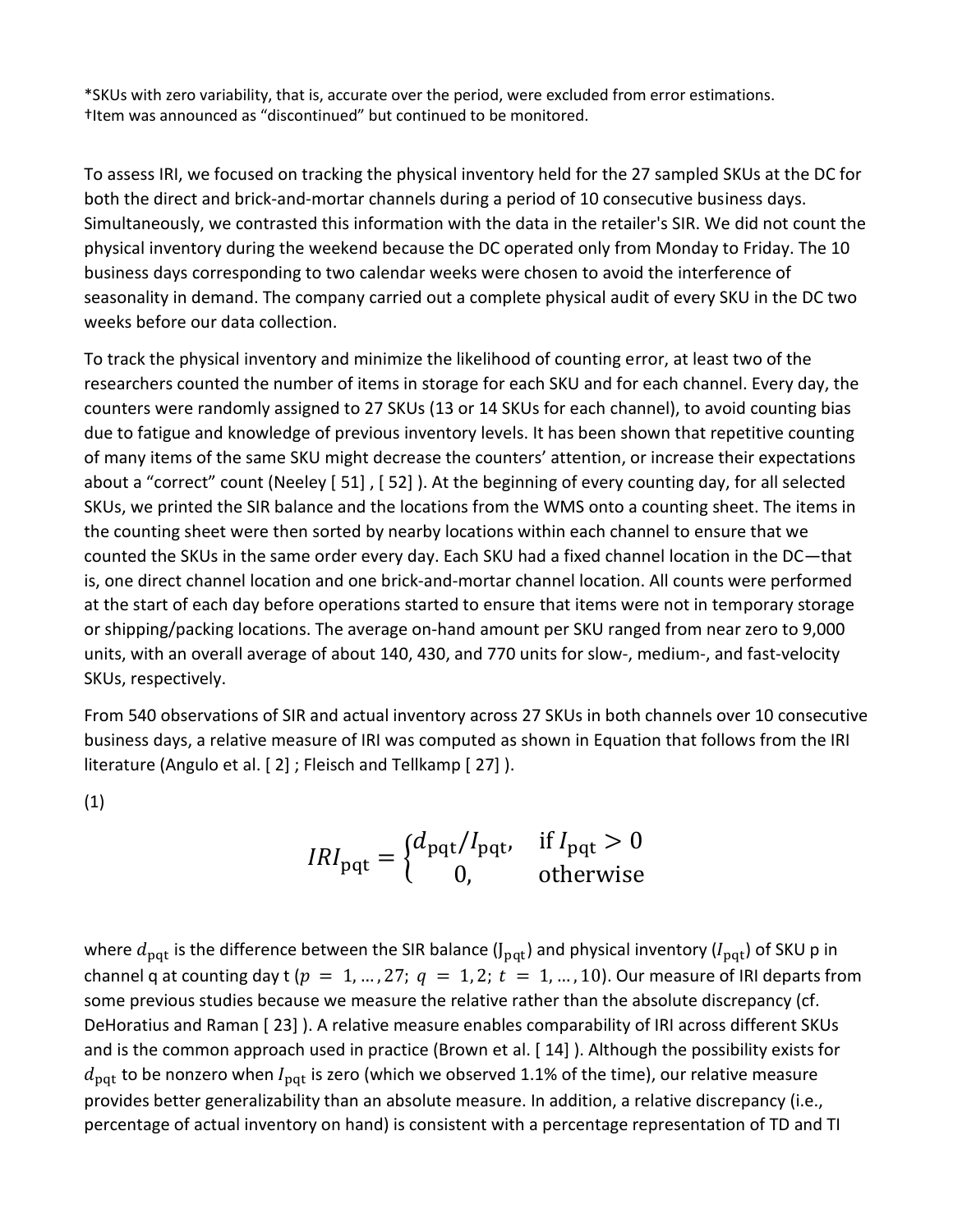*SKUs with zero variability, that is, accurate over the period, were excluded from error estimations.
†Item was announced as "discontinued" but continued to be monitored.

To assess IRI, we focused on tracking the physical inventory held for the 27 sampled SKUs at the DC for both the direct and brick-and-mortar channels during a period of 10 consecutive business days. Simultaneously, we contrasted this information with the data in the retailer's SIR. We did not count the physical inventory during the weekend because the DC operated only from Monday to Friday. The 10 business days corresponding to two calendar weeks were chosen to avoid the interference of seasonality in demand. The company carried out a complete physical audit of every SKU in the DC two weeks before our data collection.

To track the physical inventory and minimize the likelihood of counting error, at least two of the researchers counted the number of items in storage for each SKU and for each channel. Every day, the counters were randomly assigned to 27 SKUs (13 or 14 SKUs for each channel), to avoid counting bias due to fatigue and knowledge of previous inventory levels. It has been shown that repetitive counting of many items of the same SKU might decrease the counters' attention, or increase their expectations about a "correct" count (Neeley [ 51] , [ 52] ). At the beginning of every counting day, for all selected SKUs, we printed the SIR balance and the locations from the WMS onto a counting sheet. The items in the counting sheet were then sorted by nearby locations within each channel to ensure that we counted the SKUs in the same order every day. Each SKU had a fixed channel location in the DC—that is, one direct channel location and one brick-and-mortar channel location. All counts were performed at the start of each day before operations started to ensure that items were not in temporary storage or shipping/packing locations. The average on-hand amount per SKU ranged from near zero to 9,000 units, with an overall average of about 140, 430, and 770 units for slow-, medium-, and fast-velocity SKUs, respectively.

From 540 observations of SIR and actual inventory across 27 SKUs in both channels over 10 consecutive business days, a relative measure of IRI was computed as shown in Equation that follows from the IRI literature (Angulo et al. [ 2] ; Fleisch and Tellkamp [ 27] ).

(1)

$$IRI_{\text{pqt}} = \begin{cases} d_{\text{pqt}}/I_{\text{pqt}}, & \text{if } I_{\text{pqt}} > 0 \\ 0, & \text{otherwise} \end{cases}$$

where $d_{\text{pqt}}$ is the difference between the SIR balance ($J_{\text{pqt}}$) and physical inventory ($I_{\text{pqt}}$) of SKU p in channel q at counting day t ($p = 1, \ldots, 27$; $q = 1, 2$; $t = 1, \ldots, 10$). Our measure of IRI departs from some previous studies because we measure the relative rather than the absolute discrepancy (cf. DeHoratius and Raman [ 23] ). A relative measure enables comparability of IRI across different SKUs and is the common approach used in practice (Brown et al. [ 14] ). Although the possibility exists for $d_{\text{pqt}}$ to be nonzero when $I_{\text{pqt}}$ is zero (which we observed 1.1% of the time), our relative measure provides better generalizability than an absolute measure. In addition, a relative discrepancy (i.e., percentage of actual inventory on hand) is consistent with a percentage representation of TD and TI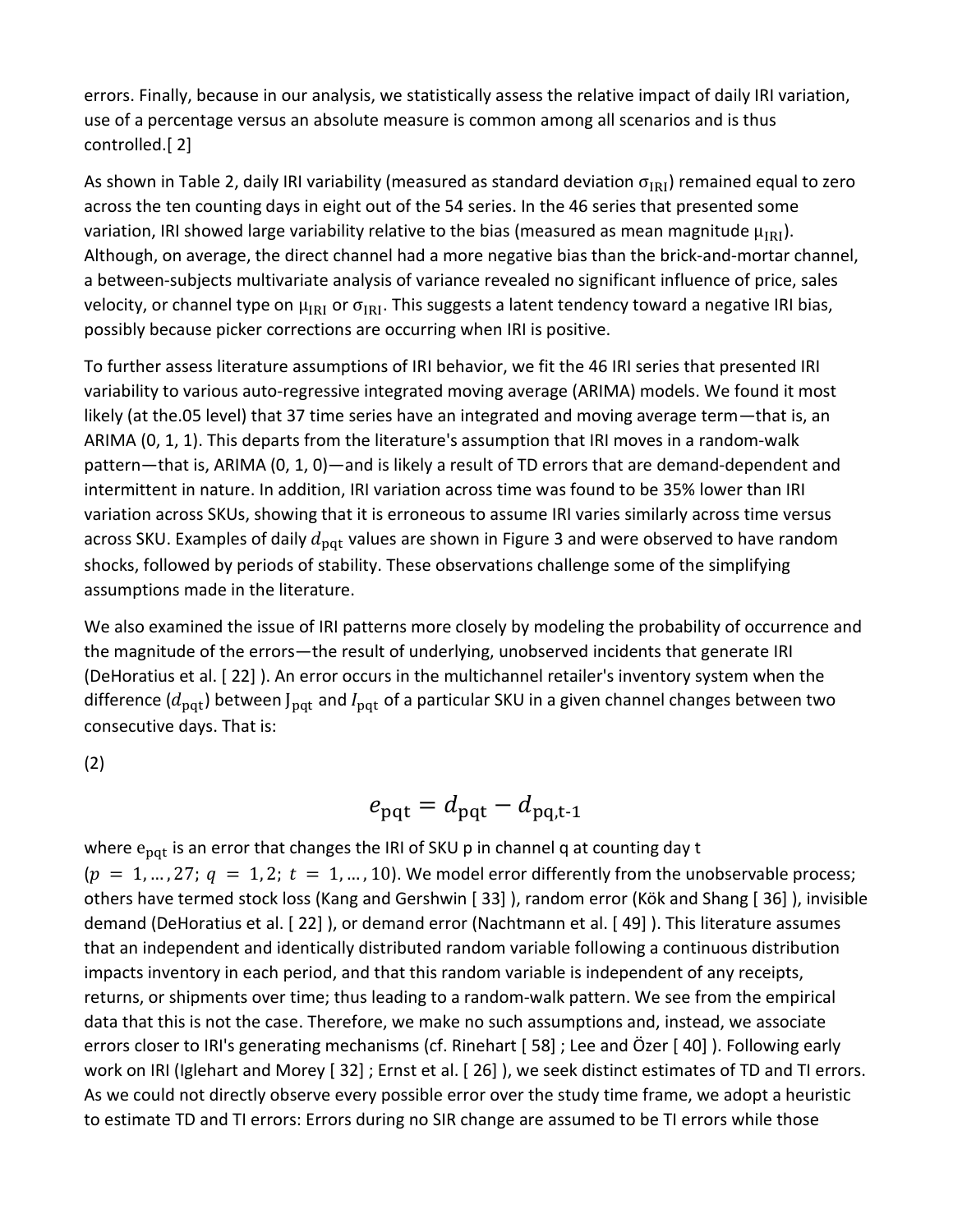errors. Finally, because in our analysis, we statistically assess the relative impact of daily IRI variation, use of a percentage versus an absolute measure is common among all scenarios and is thus controlled.[ 2]

As shown in Table 2, daily IRI variability (measured as standard deviation $\sigma_{\text{IRI}}$) remained equal to zero across the ten counting days in eight out of the 54 series. In the 46 series that presented some variation, IRI showed large variability relative to the bias (measured as mean magnitude $\mu_{\text{IRI}}$). Although, on average, the direct channel had a more negative bias than the brick-and-mortar channel, a between-subjects multivariate analysis of variance revealed no significant influence of price, sales velocity, or channel type on $\mu_{\text{IRI}}$ or $\sigma_{\text{IRI}}$. This suggests a latent tendency toward a negative IRI bias, possibly because picker corrections are occurring when IRI is positive.

To further assess literature assumptions of IRI behavior, we fit the 46 IRI series that presented IRI variability to various auto-regressive integrated moving average (ARIMA) models. We found it most likely (at the.05 level) that 37 time series have an integrated and moving average term—that is, an ARIMA (0, 1, 1). This departs from the literature's assumption that IRI moves in a random-walk pattern—that is, ARIMA (0, 1, 0)—and is likely a result of TD errors that are demand-dependent and intermittent in nature. In addition, IRI variation across time was found to be 35% lower than IRI variation across SKUs, showing that it is erroneous to assume IRI varies similarly across time versus across SKU. Examples of daily $d_{\text{pqt}}$ values are shown in Figure 3 and were observed to have random shocks, followed by periods of stability. These observations challenge some of the simplifying assumptions made in the literature.

We also examined the issue of IRI patterns more closely by modeling the probability of occurrence and the magnitude of the errors—the result of underlying, unobserved incidents that generate IRI (DeHoratius et al. [ 22] ). An error occurs in the multichannel retailer's inventory system when the difference ($d_{\text{pqt}}$) between $J_{\text{pqt}}$ and $I_{\text{pqt}}$ of a particular SKU in a given channel changes between two consecutive days. That is:

(2)

$$e_{\text{pqt}} = d_{\text{pqt}} - d_{\text{pq,t-1}}$$

where $e_{\text{pqt}}$ is an error that changes the IRI of SKU p in channel q at counting day t ($p = 1, \ldots, 27;\ q = 1, 2;\ t = 1, \ldots, 10$). We model error differently from the unobservable process; others have termed stock loss (Kang and Gershwin [ 33] ), random error (Kök and Shang [ 36] ), invisible demand (DeHoratius et al. [ 22] ), or demand error (Nachtmann et al. [ 49] ). This literature assumes that an independent and identically distributed random variable following a continuous distribution impacts inventory in each period, and that this random variable is independent of any receipts, returns, or shipments over time; thus leading to a random-walk pattern. We see from the empirical data that this is not the case. Therefore, we make no such assumptions and, instead, we associate errors closer to IRI's generating mechanisms (cf. Rinehart [ 58] ; Lee and Özer [ 40] ). Following early work on IRI (Iglehart and Morey [ 32] ; Ernst et al. [ 26] ), we seek distinct estimates of TD and TI errors. As we could not directly observe every possible error over the study time frame, we adopt a heuristic to estimate TD and TI errors: Errors during no SIR change are assumed to be TI errors while those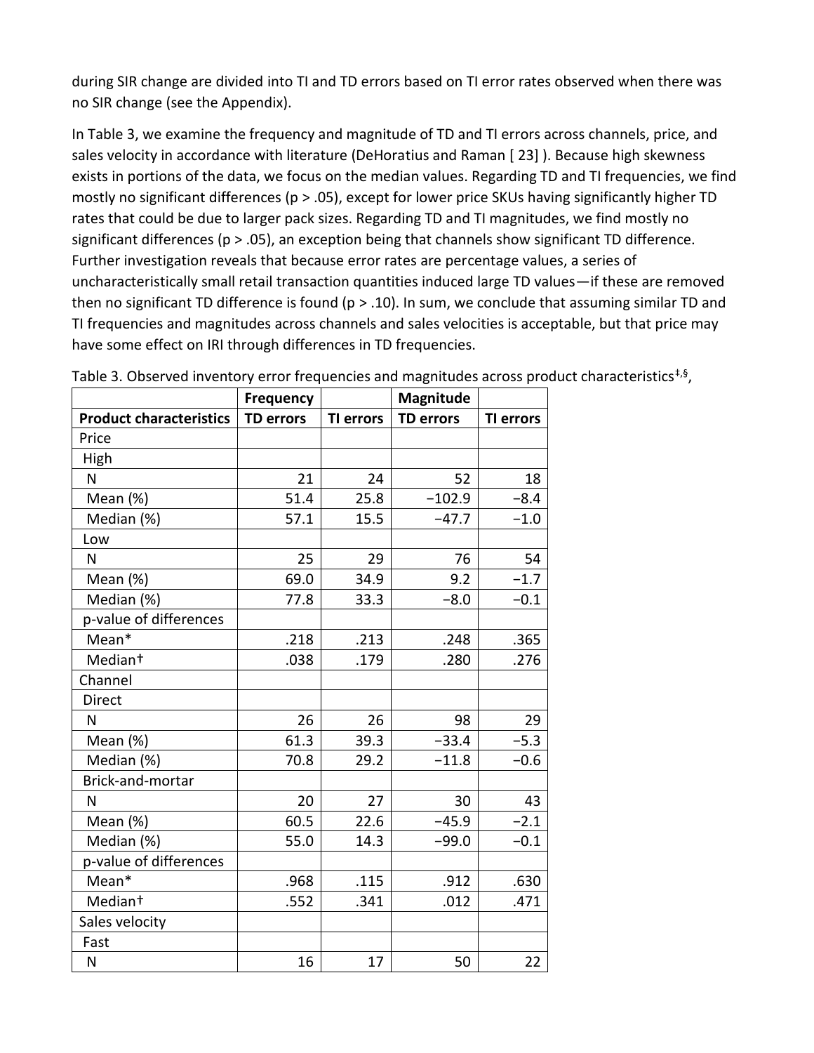during SIR change are divided into TI and TD errors based on TI error rates observed when there was no SIR change (see the Appendix).

In Table 3, we examine the frequency and magnitude of TD and TI errors across channels, price, and sales velocity in accordance with literature (DeHoratius and Raman [ 23] ). Because high skewness exists in portions of the data, we focus on the median values. Regarding TD and TI frequencies, we find mostly no significant differences ($p > .05$), except for lower price SKUs having significantly higher TD rates that could be due to larger pack sizes. Regarding TD and TI magnitudes, we find mostly no significant differences ($p > .05$), an exception being that channels show significant TD difference. Further investigation reveals that because error rates are percentage values, a series of uncharacteristically small retail transaction quantities induced large TD values—if these are removed then no significant TD difference is found ($p > .10$). In sum, we conclude that assuming similar TD and TI frequencies and magnitudes across channels and sales velocities is acceptable, but that price may have some effect on IRI through differences in TD frequencies.

Table 3. Observed inventory error frequencies and magnitudes across product characteristics[‡,§],

| | Frequency | | Magnitude | |
|---|---|---|---|---|
| Product characteristics | TD errors | TI errors | TD errors | TI errors |
| Price | | | | |
| High | | | | |
| N | 21 | 24 | 52 | 18 |
| Mean (%) | 51.4 | 25.8 | −102.9 | −8.4 |
| Median (%) | 57.1 | 15.5 | −47.7 | −1.0 |
| Low | | | | |
| N | 25 | 29 | 76 | 54 |
| Mean (%) | 69.0 | 34.9 | 9.2 | −1.7 |
| Median (%) | 77.8 | 33.3 | −8.0 | −0.1 |
| p-value of differences | | | | |
| Mean* | .218 | .213 | .248 | .365 |
| Median† | .038 | .179 | .280 | .276 |
| Channel | | | | |
| Direct | | | | |
| N | 26 | 26 | 98 | 29 |
| Mean (%) | 61.3 | 39.3 | −33.4 | −5.3 |
| Median (%) | 70.8 | 29.2 | −11.8 | −0.6 |
| Brick-and-mortar | | | | |
| N | 20 | 27 | 30 | 43 |
| Mean (%) | 60.5 | 22.6 | −45.9 | −2.1 |
| Median (%) | 55.0 | 14.3 | −99.0 | −0.1 |
| p-value of differences | | | | |
| Mean* | .968 | .115 | .912 | .630 |
| Median† | .552 | .341 | .012 | .471 |
| Sales velocity | | | | |
| Fast | | | | |
| N | 16 | 17 | 50 | 22 |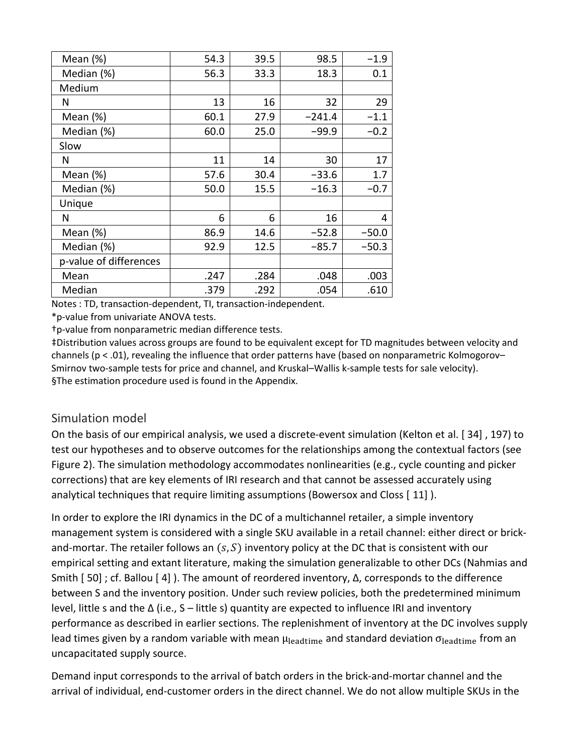| | | | | |
|---|---|---|---|---|
| Mean (%) | 54.3 | 39.5 | 98.5 | −1.9 |
| Median (%) | 56.3 | 33.3 | 18.3 | 0.1 |
| Medium | | | | |
| N | 13 | 16 | 32 | 29 |
| Mean (%) | 60.1 | 27.9 | −241.4 | −1.1 |
| Median (%) | 60.0 | 25.0 | −99.9 | −0.2 |
| Slow | | | | |
| N | 11 | 14 | 30 | 17 |
| Mean (%) | 57.6 | 30.4 | −33.6 | 1.7 |
| Median (%) | 50.0 | 15.5 | −16.3 | −0.7 |
| Unique | | | | |
| N | 6 | 6 | 16 | 4 |
| Mean (%) | 86.9 | 14.6 | −52.8 | −50.0 |
| Median (%) | 92.9 | 12.5 | −85.7 | −50.3 |
| p-value of differences | | | | |
| Mean | .247 | .284 | .048 | .003 |
| Median | .379 | .292 | .054 | .610 |

Notes : TD, transaction-dependent, TI, transaction-independent.

*p-value from univariate ANOVA tests.

†p-value from nonparametric median difference tests.

‡Distribution values across groups are found to be equivalent except for TD magnitudes between velocity and channels ($p < .01$), revealing the influence that order patterns have (based on nonparametric Kolmogorov–Smirnov two-sample tests for price and channel, and Kruskal–Wallis k-sample tests for sale velocity).

§The estimation procedure used is found in the Appendix.

## Simulation model

On the basis of our empirical analysis, we used a discrete-event simulation (Kelton et al. [ 34] , 197) to test our hypotheses and to observe outcomes for the relationships among the contextual factors (see Figure 2). The simulation methodology accommodates nonlinearities (e.g., cycle counting and picker corrections) that are key elements of IRI research and that cannot be assessed accurately using analytical techniques that require limiting assumptions (Bowersox and Closs [ 11] ).

In order to explore the IRI dynamics in the DC of a multichannel retailer, a simple inventory management system is considered with a single SKU available in a retail channel: either direct or brick-and-mortar. The retailer follows an $(s, S)$ inventory policy at the DC that is consistent with our empirical setting and extant literature, making the simulation generalizable to other DCs (Nahmias and Smith [ 50] ; cf. Ballou [ 4] ). The amount of reordered inventory, Δ, corresponds to the difference between S and the inventory position. Under such review policies, both the predetermined minimum level, little s and the Δ (i.e., S – little s) quantity are expected to influence IRI and inventory performance as described in earlier sections. The replenishment of inventory at the DC involves supply lead times given by a random variable with mean $\mu_{\text{leadtime}}$ and standard deviation $\sigma_{\text{leadtime}}$ from an uncapacitated supply source.

Demand input corresponds to the arrival of batch orders in the brick-and-mortar channel and the arrival of individual, end-customer orders in the direct channel. We do not allow multiple SKUs in the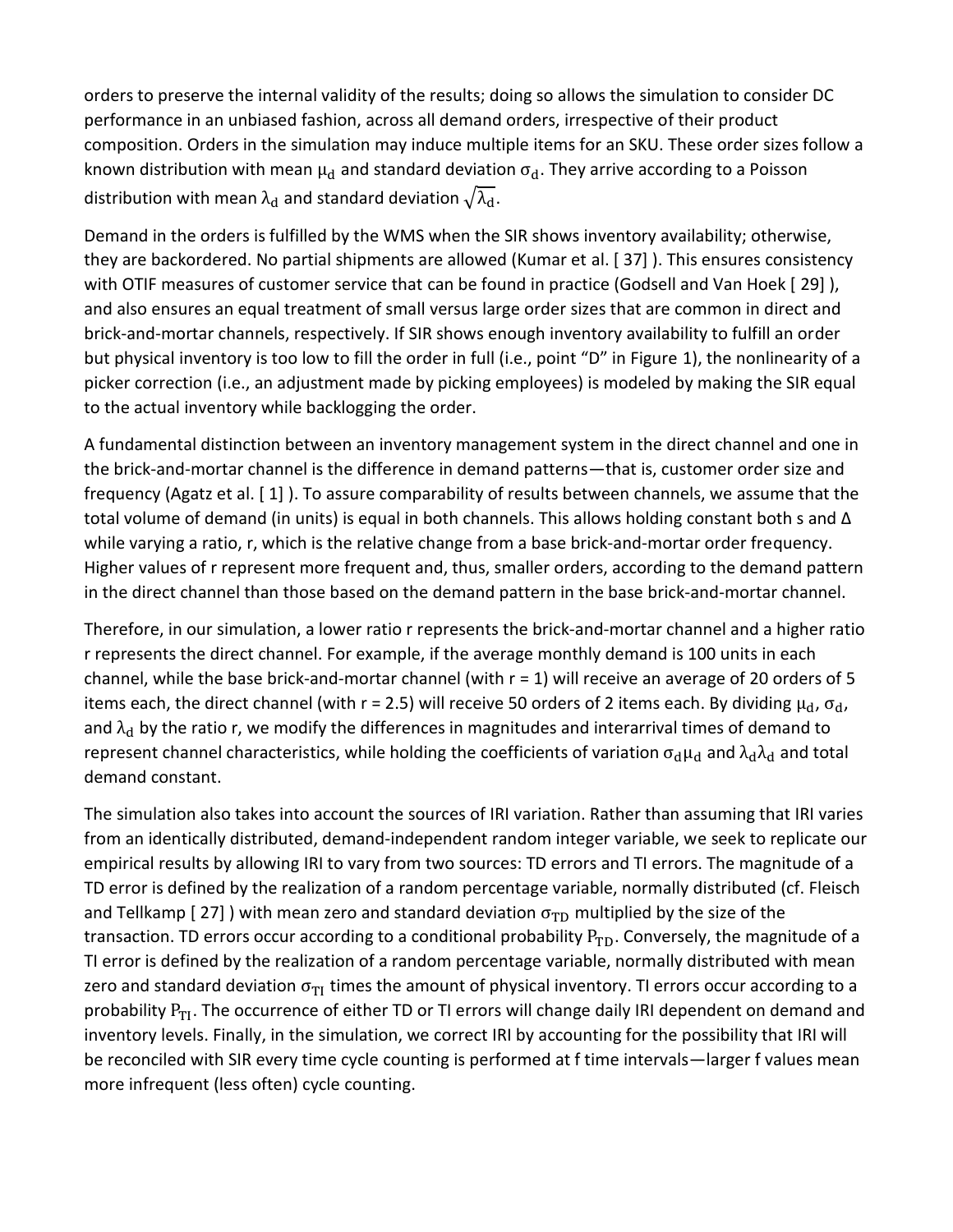orders to preserve the internal validity of the results; doing so allows the simulation to consider DC performance in an unbiased fashion, across all demand orders, irrespective of their product composition. Orders in the simulation may induce multiple items for an SKU. These order sizes follow a known distribution with mean $\mu_d$ and standard deviation $\sigma_d$. They arrive according to a Poisson distribution with mean $\lambda_d$ and standard deviation $\sqrt{\lambda_d}$.

Demand in the orders is fulfilled by the WMS when the SIR shows inventory availability; otherwise, they are backordered. No partial shipments are allowed (Kumar et al. [ 37] ). This ensures consistency with OTIF measures of customer service that can be found in practice (Godsell and Van Hoek [ 29] ), and also ensures an equal treatment of small versus large order sizes that are common in direct and brick-and-mortar channels, respectively. If SIR shows enough inventory availability to fulfill an order but physical inventory is too low to fill the order in full (i.e., point "D" in Figure 1), the nonlinearity of a picker correction (i.e., an adjustment made by picking employees) is modeled by making the SIR equal to the actual inventory while backlogging the order.

A fundamental distinction between an inventory management system in the direct channel and one in the brick-and-mortar channel is the difference in demand patterns—that is, customer order size and frequency (Agatz et al. [ 1] ). To assure comparability of results between channels, we assume that the total volume of demand (in units) is equal in both channels. This allows holding constant both s and Δ while varying a ratio, r, which is the relative change from a base brick-and-mortar order frequency. Higher values of r represent more frequent and, thus, smaller orders, according to the demand pattern in the direct channel than those based on the demand pattern in the base brick-and-mortar channel.

Therefore, in our simulation, a lower ratio r represents the brick-and-mortar channel and a higher ratio r represents the direct channel. For example, if the average monthly demand is 100 units in each channel, while the base brick-and-mortar channel (with r = 1) will receive an average of 20 orders of 5 items each, the direct channel (with r = 2.5) will receive 50 orders of 2 items each. By dividing $\mu_d$, $\sigma_d$, and $\lambda_d$ by the ratio r, we modify the differences in magnitudes and interarrival times of demand to represent channel characteristics, while holding the coefficients of variation $\sigma_d\mu_d$ and $\lambda_d\lambda_d$ and total demand constant.

The simulation also takes into account the sources of IRI variation. Rather than assuming that IRI varies from an identically distributed, demand-independent random integer variable, we seek to replicate our empirical results by allowing IRI to vary from two sources: TD errors and TI errors. The magnitude of a TD error is defined by the realization of a random percentage variable, normally distributed (cf. Fleisch and Tellkamp [ 27] ) with mean zero and standard deviation $\sigma_{TD}$ multiplied by the size of the transaction. TD errors occur according to a conditional probability $P_{TD}$. Conversely, the magnitude of a TI error is defined by the realization of a random percentage variable, normally distributed with mean zero and standard deviation $\sigma_{TI}$ times the amount of physical inventory. TI errors occur according to a probability $P_{TI}$. The occurrence of either TD or TI errors will change daily IRI dependent on demand and inventory levels. Finally, in the simulation, we correct IRI by accounting for the possibility that IRI will be reconciled with SIR every time cycle counting is performed at f time intervals—larger f values mean more infrequent (less often) cycle counting.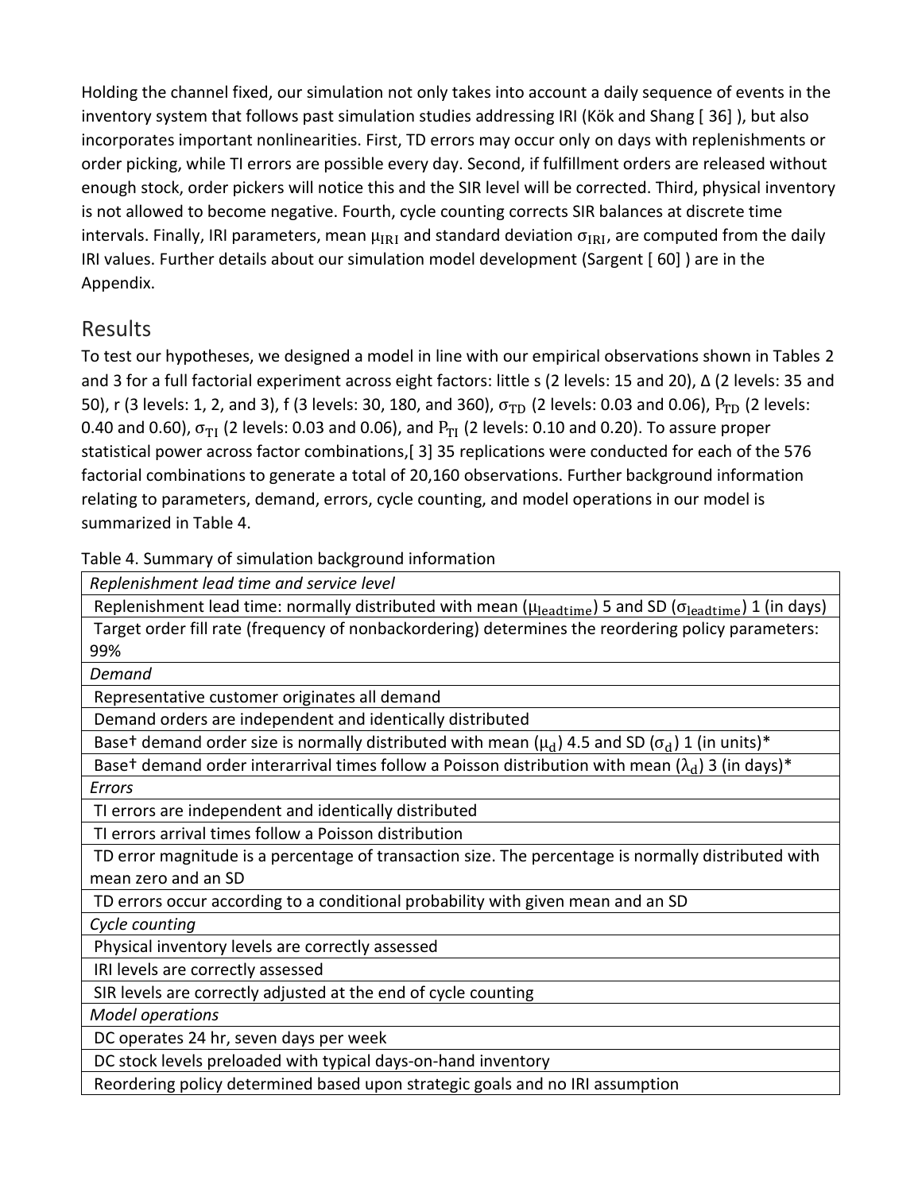Holding the channel fixed, our simulation not only takes into account a daily sequence of events in the inventory system that follows past simulation studies addressing IRI (Kök and Shang [ 36] ), but also incorporates important nonlinearities. First, TD errors may occur only on days with replenishments or order picking, while TI errors are possible every day. Second, if fulfillment orders are released without enough stock, order pickers will notice this and the SIR level will be corrected. Third, physical inventory is not allowed to become negative. Fourth, cycle counting corrects SIR balances at discrete time intervals. Finally, IRI parameters, mean $\mu_{\mathrm{IRI}}$ and standard deviation $\sigma_{\mathrm{IRI}}$, are computed from the daily IRI values. Further details about our simulation model development (Sargent [ 60] ) are in the Appendix.

## Results

To test our hypotheses, we designed a model in line with our empirical observations shown in Tables 2 and 3 for a full factorial experiment across eight factors: little s (2 levels: 15 and 20), Δ (2 levels: 35 and 50), r (3 levels: 1, 2, and 3), f (3 levels: 30, 180, and 360), $\sigma_{\mathrm{TD}}$ (2 levels: 0.03 and 0.06), $\mathrm{P}_{\mathrm{TD}}$ (2 levels: 0.40 and 0.60), $\sigma_{\mathrm{TI}}$ (2 levels: 0.03 and 0.06), and $\mathrm{P}_{\mathrm{TI}}$ (2 levels: 0.10 and 0.20). To assure proper statistical power across factor combinations,[ 3] 35 replications were conducted for each of the 576 factorial combinations to generate a total of 20,160 observations. Further background information relating to parameters, demand, errors, cycle counting, and model operations in our model is summarized in Table 4.

Table 4. Summary of simulation background information

| *Replenishment lead time and service level* |
|---|
| Replenishment lead time: normally distributed with mean ($\mu_{\mathrm{leadtime}}$) 5 and SD ($\sigma_{\mathrm{leadtime}}$) 1 (in days) |
| Target order fill rate (frequency of nonbackordering) determines the reordering policy parameters: 99% |
| *Demand* |
| Representative customer originates all demand |
| Demand orders are independent and identically distributed |
| Base† demand order size is normally distributed with mean ($\mu_{\mathrm{d}}$) 4.5 and SD ($\sigma_{\mathrm{d}}$) 1 (in units)* |
| Base† demand order interarrival times follow a Poisson distribution with mean ($\lambda_{\mathrm{d}}$) 3 (in days)* |
| *Errors* |
| TI errors are independent and identically distributed |
| TI errors arrival times follow a Poisson distribution |
| TD error magnitude is a percentage of transaction size. The percentage is normally distributed with mean zero and an SD |
| TD errors occur according to a conditional probability with given mean and an SD |
| *Cycle counting* |
| Physical inventory levels are correctly assessed |
| IRI levels are correctly assessed |
| SIR levels are correctly adjusted at the end of cycle counting |
| *Model operations* |
| DC operates 24 hr, seven days per week |
| DC stock levels preloaded with typical days-on-hand inventory |
| Reordering policy determined based upon strategic goals and no IRI assumption |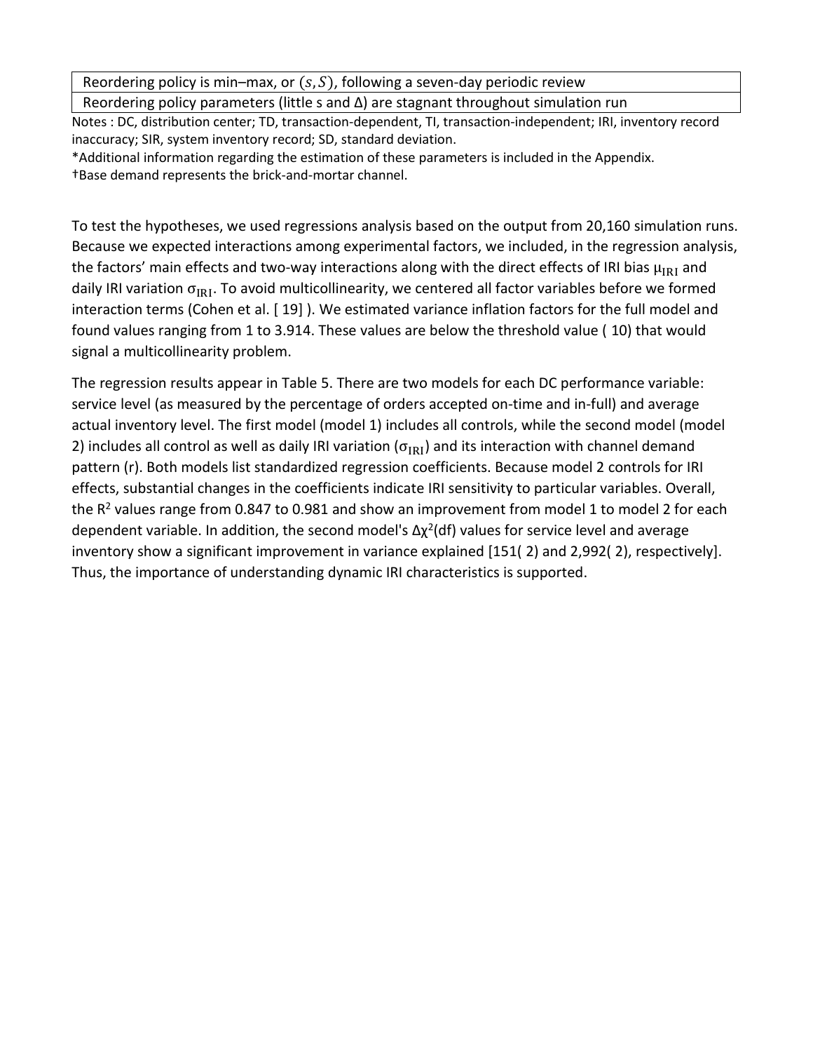| Reordering policy is min–max, or $(s, S)$, following a seven-day periodic review |
| --- |
| Reordering policy parameters (little s and Δ) are stagnant throughout simulation run |

Notes : DC, distribution center; TD, transaction-dependent, TI, transaction-independent; IRI, inventory record inaccuracy; SIR, system inventory record; SD, standard deviation.

*Additional information regarding the estimation of these parameters is included in the Appendix.

†Base demand represents the brick-and-mortar channel.

To test the hypotheses, we used regressions analysis based on the output from 20,160 simulation runs. Because we expected interactions among experimental factors, we included, in the regression analysis, the factors' main effects and two-way interactions along with the direct effects of IRI bias $\mu_{\text{IRI}}$ and daily IRI variation $\sigma_{\text{IRI}}$. To avoid multicollinearity, we centered all factor variables before we formed interaction terms (Cohen et al. [ 19] ). We estimated variance inflation factors for the full model and found values ranging from 1 to 3.914. These values are below the threshold value ( 10) that would signal a multicollinearity problem.

The regression results appear in Table 5. There are two models for each DC performance variable: service level (as measured by the percentage of orders accepted on-time and in-full) and average actual inventory level. The first model (model 1) includes all controls, while the second model (model 2) includes all control as well as daily IRI variation ($\sigma_{\text{IRI}}$) and its interaction with channel demand pattern (r). Both models list standardized regression coefficients. Because model 2 controls for IRI effects, substantial changes in the coefficients indicate IRI sensitivity to particular variables. Overall, the $R^2$ values range from 0.847 to 0.981 and show an improvement from model 1 to model 2 for each dependent variable. In addition, the second model's $\Delta\chi^2$(df) values for service level and average inventory show a significant improvement in variance explained [151( 2) and 2,992( 2), respectively]. Thus, the importance of understanding dynamic IRI characteristics is supported.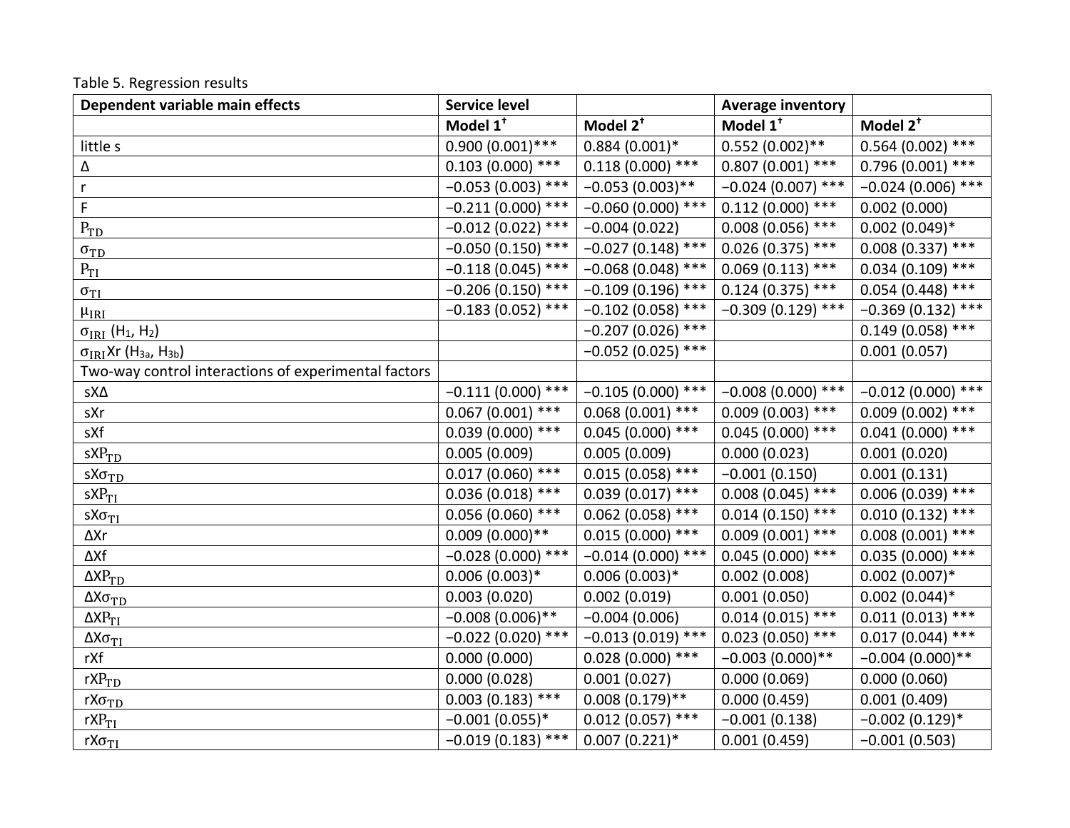Table 5. Regression results

| Dependent variable main effects | Service level | | Average inventory | |
|---|---|---|---|---|
| | Model 1[†] | Model 2[†] | Model 1[†] | Model 2[†] |
| little s | 0.900 (0.001)*** | 0.884 (0.001)* | 0.552 (0.002)** | 0.564 (0.002) *** |
| Δ | 0.103 (0.000) *** | 0.118 (0.000) *** | 0.807 (0.001) *** | 0.796 (0.001) *** |
| r | −0.053 (0.003) *** | −0.053 (0.003)** | −0.024 (0.007) *** | −0.024 (0.006) *** |
| F | −0.211 (0.000) *** | −0.060 (0.000) *** | 0.112 (0.000) *** | 0.002 (0.000) |
| $P_{TD}$ | −0.012 (0.022) *** | −0.004 (0.022) | 0.008 (0.056) *** | 0.002 (0.049)* |
| $\sigma_{TD}$ | −0.050 (0.150) *** | −0.027 (0.148) *** | 0.026 (0.375) *** | 0.008 (0.337) *** |
| $P_{TI}$ | −0.118 (0.045) *** | −0.068 (0.048) *** | 0.069 (0.113) *** | 0.034 (0.109) *** |
| $\sigma_{TI}$ | −0.206 (0.150) *** | −0.109 (0.196) *** | 0.124 (0.375) *** | 0.054 (0.448) *** |
| $\mu_{IRI}$ | −0.183 (0.052) *** | −0.102 (0.058) *** | −0.309 (0.129) *** | −0.369 (0.132) *** |
| $\sigma_{IRI}$ ($H_1$, $H_2$) | | −0.207 (0.026) *** | | 0.149 (0.058) *** |
| $\sigma_{IRI}$Xr ($H_{3a}$, $H_{3b}$) | | −0.052 (0.025) *** | | 0.001 (0.057) |
| Two-way control interactions of experimental factors | | | | |
| sXΔ | −0.111 (0.000) *** | −0.105 (0.000) *** | −0.008 (0.000) *** | −0.012 (0.000) *** |
| sXr | 0.067 (0.001) *** | 0.068 (0.001) *** | 0.009 (0.003) *** | 0.009 (0.002) *** |
| sXf | 0.039 (0.000) *** | 0.045 (0.000) *** | 0.045 (0.000) *** | 0.041 (0.000) *** |
| sX$P_{TD}$ | 0.005 (0.009) | 0.005 (0.009) | 0.000 (0.023) | 0.001 (0.020) |
| sX$\sigma_{TD}$ | 0.017 (0.060) *** | 0.015 (0.058) *** | −0.001 (0.150) | 0.001 (0.131) |
| sX$P_{TI}$ | 0.036 (0.018) *** | 0.039 (0.017) *** | 0.008 (0.045) *** | 0.006 (0.039) *** |
| sX$\sigma_{TI}$ | 0.056 (0.060) *** | 0.062 (0.058) *** | 0.014 (0.150) *** | 0.010 (0.132) *** |
| ΔXr | 0.009 (0.000)** | 0.015 (0.000) *** | 0.009 (0.001) *** | 0.008 (0.001) *** |
| ΔXf | −0.028 (0.000) *** | −0.014 (0.000) *** | 0.045 (0.000) *** | 0.035 (0.000) *** |
| ΔX$P_{TD}$ | 0.006 (0.003)* | 0.006 (0.003)* | 0.002 (0.008) | 0.002 (0.007)* |
| ΔX$\sigma_{TD}$ | 0.003 (0.020) | 0.002 (0.019) | 0.001 (0.050) | 0.002 (0.044)* |
| ΔX$P_{TI}$ | −0.008 (0.006)** | −0.004 (0.006) | 0.014 (0.015) *** | 0.011 (0.013) *** |
| ΔX$\sigma_{TI}$ | −0.022 (0.020) *** | −0.013 (0.019) *** | 0.023 (0.050) *** | 0.017 (0.044) *** |
| rXf | 0.000 (0.000) | 0.028 (0.000) *** | −0.003 (0.000)** | −0.004 (0.000)** |
| rX$P_{TD}$ | 0.000 (0.028) | 0.001 (0.027) | 0.000 (0.069) | 0.000 (0.060) |
| rX$\sigma_{TD}$ | 0.003 (0.183) *** | 0.008 (0.179)** | 0.000 (0.459) | 0.001 (0.409) |
| rX$P_{TI}$ | −0.001 (0.055)* | 0.012 (0.057) *** | −0.001 (0.138) | −0.002 (0.129)* |
| rX$\sigma_{TI}$ | −0.019 (0.183) *** | 0.007 (0.221)* | 0.001 (0.459) | −0.001 (0.503) |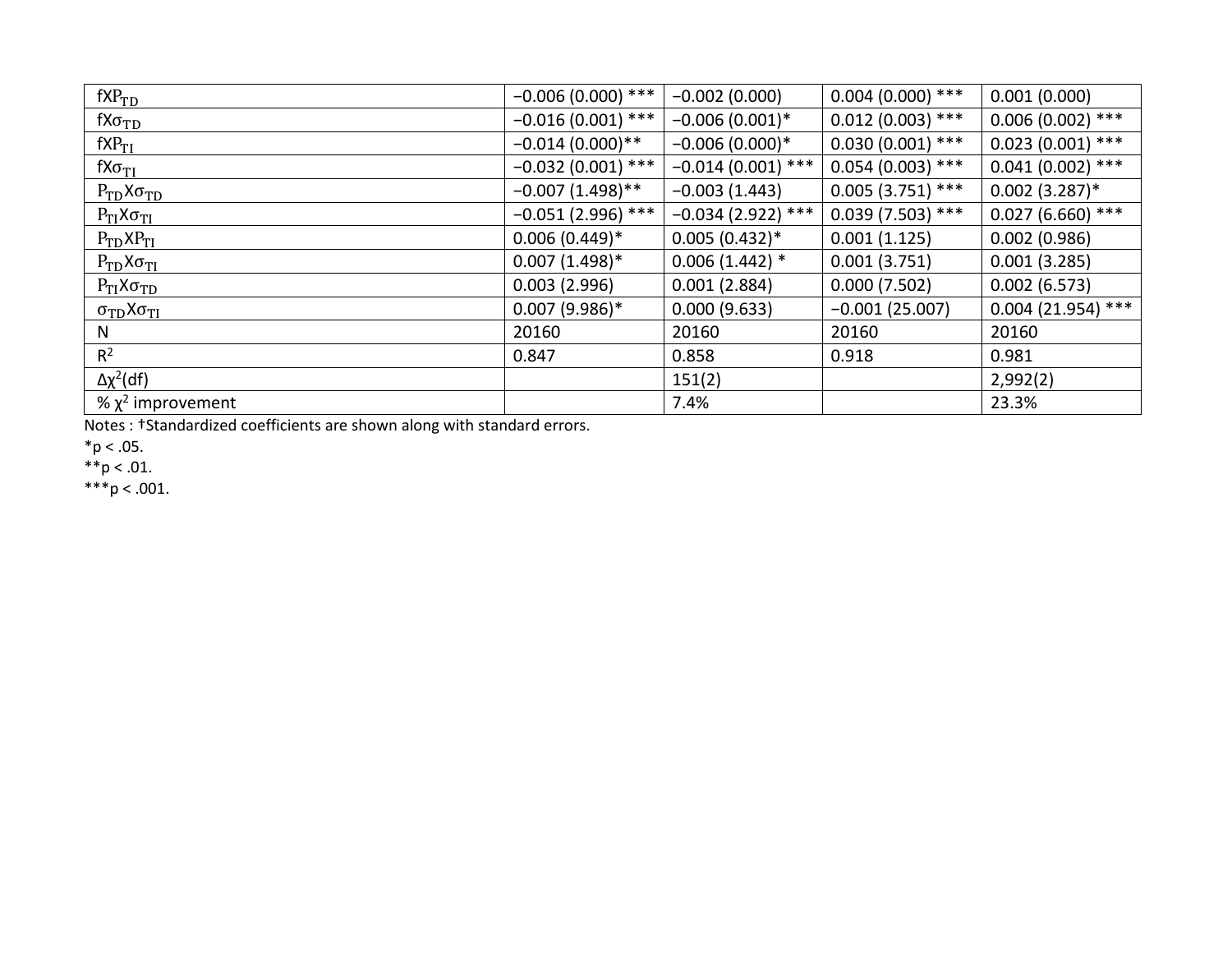| | | | | |
|---|---|---|---|---|
| $fXP_{TD}$ | −0.006 (0.000) *** | −0.002 (0.000) | 0.004 (0.000) *** | 0.001 (0.000) |
| $fX\sigma_{TD}$ | −0.016 (0.001) *** | −0.006 (0.001)* | 0.012 (0.003) *** | 0.006 (0.002) *** |
| $fXP_{TI}$ | −0.014 (0.000)** | −0.006 (0.000)* | 0.030 (0.001) *** | 0.023 (0.001) *** |
| $fX\sigma_{TI}$ | −0.032 (0.001) *** | −0.014 (0.001) *** | 0.054 (0.003) *** | 0.041 (0.002) *** |
| $P_{TD}X\sigma_{TD}$ | −0.007 (1.498)** | −0.003 (1.443) | 0.005 (3.751) *** | 0.002 (3.287)* |
| $P_{TI}X\sigma_{TI}$ | −0.051 (2.996) *** | −0.034 (2.922) *** | 0.039 (7.503) *** | 0.027 (6.660) *** |
| $P_{TD}XP_{TI}$ | 0.006 (0.449)* | 0.005 (0.432)* | 0.001 (1.125) | 0.002 (0.986) |
| $P_{TD}X\sigma_{TI}$ | 0.007 (1.498)* | 0.006 (1.442) * | 0.001 (3.751) | 0.001 (3.285) |
| $P_{TI}X\sigma_{TD}$ | 0.003 (2.996) | 0.001 (2.884) | 0.000 (7.502) | 0.002 (6.573) |
| $\sigma_{TD}X\sigma_{TI}$ | 0.007 (9.986)* | 0.000 (9.633) | −0.001 (25.007) | 0.004 (21.954) *** |
| N | 20160 | 20160 | 20160 | 20160 |
| $R^2$ | 0.847 | 0.858 | 0.918 | 0.981 |
| $\Delta\chi^2$(df) | | 151(2) | | 2,992(2) |
| % $\chi^2$ improvement | | 7.4% | | 23.3% |

Notes : †Standardized coefficients are shown along with standard errors.

*p < .05.

**p < .01.

***p < .001.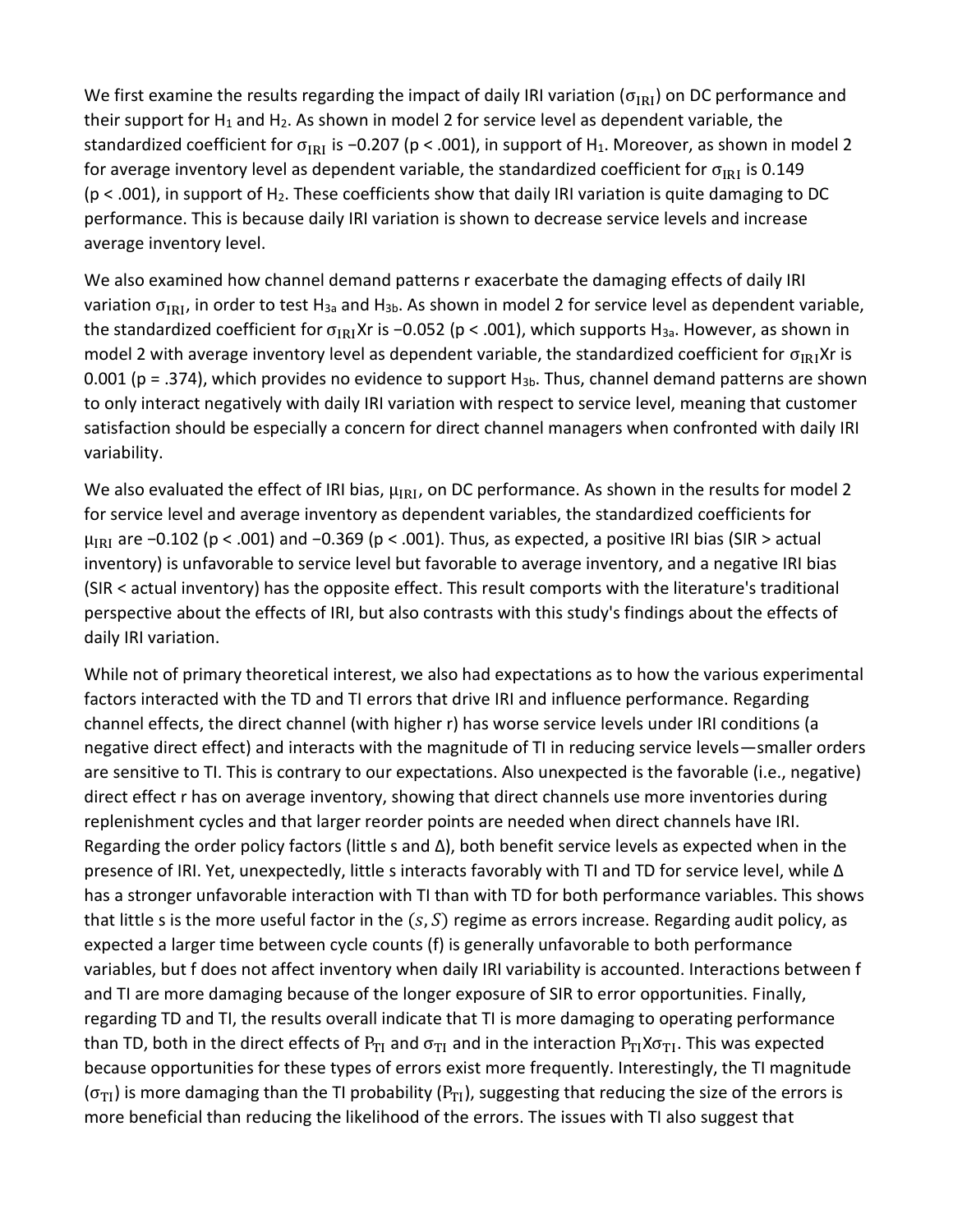We first examine the results regarding the impact of daily IRI variation ($\sigma_{\text{IRI}}$) on DC performance and their support for $H_1$ and $H_2$. As shown in model 2 for service level as dependent variable, the standardized coefficient for $\sigma_{\text{IRI}}$ is −0.207 ($p < .001$), in support of $H_1$. Moreover, as shown in model 2 for average inventory level as dependent variable, the standardized coefficient for $\sigma_{\text{IRI}}$ is 0.149 ($p < .001$), in support of $H_2$. These coefficients show that daily IRI variation is quite damaging to DC performance. This is because daily IRI variation is shown to decrease service levels and increase average inventory level.

We also examined how channel demand patterns r exacerbate the damaging effects of daily IRI variation $\sigma_{\text{IRI}}$, in order to test $H_{3a}$ and $H_{3b}$. As shown in model 2 for service level as dependent variable, the standardized coefficient for $\sigma_{\text{IRI}}$Xr is −0.052 ($p < .001$), which supports $H_{3a}$. However, as shown in model 2 with average inventory level as dependent variable, the standardized coefficient for $\sigma_{\text{IRI}}$Xr is 0.001 ($p = .374$), which provides no evidence to support $H_{3b}$. Thus, channel demand patterns are shown to only interact negatively with daily IRI variation with respect to service level, meaning that customer satisfaction should be especially a concern for direct channel managers when confronted with daily IRI variability.

We also evaluated the effect of IRI bias, $\mu_{\text{IRI}}$, on DC performance. As shown in the results for model 2 for service level and average inventory as dependent variables, the standardized coefficients for $\mu_{\text{IRI}}$ are −0.102 ($p < .001$) and −0.369 ($p < .001$). Thus, as expected, a positive IRI bias (SIR > actual inventory) is unfavorable to service level but favorable to average inventory, and a negative IRI bias (SIR < actual inventory) has the opposite effect. This result comports with the literature's traditional perspective about the effects of IRI, but also contrasts with this study's findings about the effects of daily IRI variation.

While not of primary theoretical interest, we also had expectations as to how the various experimental factors interacted with the TD and TI errors that drive IRI and influence performance. Regarding channel effects, the direct channel (with higher r) has worse service levels under IRI conditions (a negative direct effect) and interacts with the magnitude of TI in reducing service levels—smaller orders are sensitive to TI. This is contrary to our expectations. Also unexpected is the favorable (i.e., negative) direct effect r has on average inventory, showing that direct channels use more inventories during replenishment cycles and that larger reorder points are needed when direct channels have IRI. Regarding the order policy factors (little s and Δ), both benefit service levels as expected when in the presence of IRI. Yet, unexpectedly, little s interacts favorably with TI and TD for service level, while Δ has a stronger unfavorable interaction with TI than with TD for both performance variables. This shows that little s is the more useful factor in the $(s, S)$ regime as errors increase. Regarding audit policy, as expected a larger time between cycle counts (f) is generally unfavorable to both performance variables, but f does not affect inventory when daily IRI variability is accounted. Interactions between f and TI are more damaging because of the longer exposure of SIR to error opportunities. Finally, regarding TD and TI, the results overall indicate that TI is more damaging to operating performance than TD, both in the direct effects of $\text{P}_{\text{TI}}$ and $\sigma_{\text{TI}}$ and in the interaction $\text{P}_{\text{TI}}$X$\sigma_{\text{TI}}$. This was expected because opportunities for these types of errors exist more frequently. Interestingly, the TI magnitude ($\sigma_{\text{TI}}$) is more damaging than the TI probability ($\text{P}_{\text{TI}}$), suggesting that reducing the size of the errors is more beneficial than reducing the likelihood of the errors. The issues with TI also suggest that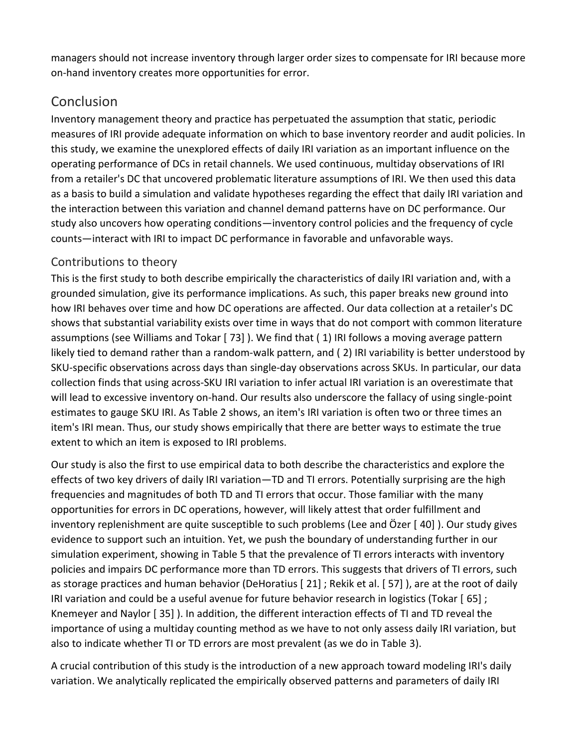managers should not increase inventory through larger order sizes to compensate for IRI because more on-hand inventory creates more opportunities for error.

## Conclusion

Inventory management theory and practice has perpetuated the assumption that static, periodic measures of IRI provide adequate information on which to base inventory reorder and audit policies. In this study, we examine the unexplored effects of daily IRI variation as an important influence on the operating performance of DCs in retail channels. We used continuous, multiday observations of IRI from a retailer's DC that uncovered problematic literature assumptions of IRI. We then used this data as a basis to build a simulation and validate hypotheses regarding the effect that daily IRI variation and the interaction between this variation and channel demand patterns have on DC performance. Our study also uncovers how operating conditions—inventory control policies and the frequency of cycle counts—interact with IRI to impact DC performance in favorable and unfavorable ways.

### Contributions to theory

This is the first study to both describe empirically the characteristics of daily IRI variation and, with a grounded simulation, give its performance implications. As such, this paper breaks new ground into how IRI behaves over time and how DC operations are affected. Our data collection at a retailer's DC shows that substantial variability exists over time in ways that do not comport with common literature assumptions (see Williams and Tokar [ 73] ). We find that ( 1) IRI follows a moving average pattern likely tied to demand rather than a random-walk pattern, and ( 2) IRI variability is better understood by SKU-specific observations across days than single-day observations across SKUs. In particular, our data collection finds that using across-SKU IRI variation to infer actual IRI variation is an overestimate that will lead to excessive inventory on-hand. Our results also underscore the fallacy of using single-point estimates to gauge SKU IRI. As Table 2 shows, an item's IRI variation is often two or three times an item's IRI mean. Thus, our study shows empirically that there are better ways to estimate the true extent to which an item is exposed to IRI problems.

Our study is also the first to use empirical data to both describe the characteristics and explore the effects of two key drivers of daily IRI variation—TD and TI errors. Potentially surprising are the high frequencies and magnitudes of both TD and TI errors that occur. Those familiar with the many opportunities for errors in DC operations, however, will likely attest that order fulfillment and inventory replenishment are quite susceptible to such problems (Lee and Özer [ 40] ). Our study gives evidence to support such an intuition. Yet, we push the boundary of understanding further in our simulation experiment, showing in Table 5 that the prevalence of TI errors interacts with inventory policies and impairs DC performance more than TD errors. This suggests that drivers of TI errors, such as storage practices and human behavior (DeHoratius [ 21] ; Rekik et al. [ 57] ), are at the root of daily IRI variation and could be a useful avenue for future behavior research in logistics (Tokar [ 65] ; Knemeyer and Naylor [ 35] ). In addition, the different interaction effects of TI and TD reveal the importance of using a multiday counting method as we have to not only assess daily IRI variation, but also to indicate whether TI or TD errors are most prevalent (as we do in Table 3).

A crucial contribution of this study is the introduction of a new approach toward modeling IRI's daily variation. We analytically replicated the empirically observed patterns and parameters of daily IRI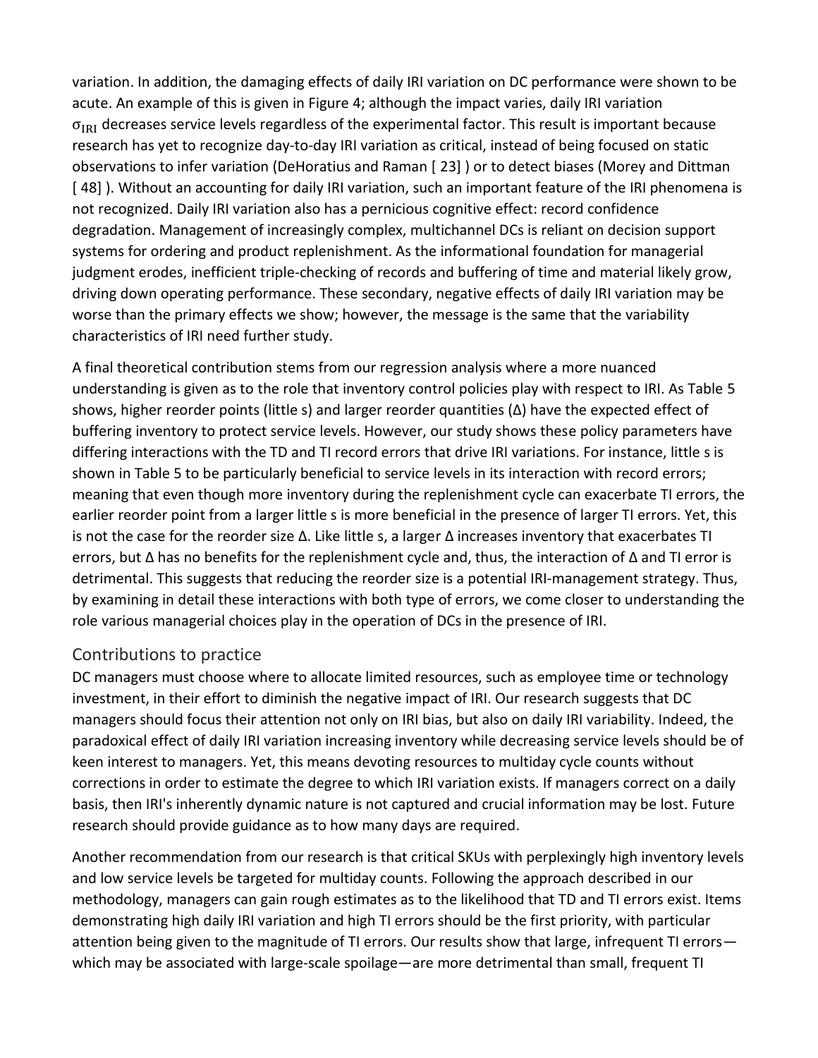variation. In addition, the damaging effects of daily IRI variation on DC performance were shown to be acute. An example of this is given in Figure 4; although the impact varies, daily IRI variation $\sigma_{IRI}$ decreases service levels regardless of the experimental factor. This result is important because research has yet to recognize day-to-day IRI variation as critical, instead of being focused on static observations to infer variation (DeHoratius and Raman [ 23] ) or to detect biases (Morey and Dittman [ 48] ). Without an accounting for daily IRI variation, such an important feature of the IRI phenomena is not recognized. Daily IRI variation also has a pernicious cognitive effect: record confidence degradation. Management of increasingly complex, multichannel DCs is reliant on decision support systems for ordering and product replenishment. As the informational foundation for managerial judgment erodes, inefficient triple-checking of records and buffering of time and material likely grow, driving down operating performance. These secondary, negative effects of daily IRI variation may be worse than the primary effects we show; however, the message is the same that the variability characteristics of IRI need further study.

A final theoretical contribution stems from our regression analysis where a more nuanced understanding is given as to the role that inventory control policies play with respect to IRI. As Table 5 shows, higher reorder points (little s) and larger reorder quantities (Δ) have the expected effect of buffering inventory to protect service levels. However, our study shows these policy parameters have differing interactions with the TD and TI record errors that drive IRI variations. For instance, little s is shown in Table 5 to be particularly beneficial to service levels in its interaction with record errors; meaning that even though more inventory during the replenishment cycle can exacerbate TI errors, the earlier reorder point from a larger little s is more beneficial in the presence of larger TI errors. Yet, this is not the case for the reorder size Δ. Like little s, a larger Δ increases inventory that exacerbates TI errors, but Δ has no benefits for the replenishment cycle and, thus, the interaction of Δ and TI error is detrimental. This suggests that reducing the reorder size is a potential IRI-management strategy. Thus, by examining in detail these interactions with both type of errors, we come closer to understanding the role various managerial choices play in the operation of DCs in the presence of IRI.

## Contributions to practice

DC managers must choose where to allocate limited resources, such as employee time or technology investment, in their effort to diminish the negative impact of IRI. Our research suggests that DC managers should focus their attention not only on IRI bias, but also on daily IRI variability. Indeed, the paradoxical effect of daily IRI variation increasing inventory while decreasing service levels should be of keen interest to managers. Yet, this means devoting resources to multiday cycle counts without corrections in order to estimate the degree to which IRI variation exists. If managers correct on a daily basis, then IRI's inherently dynamic nature is not captured and crucial information may be lost. Future research should provide guidance as to how many days are required.

Another recommendation from our research is that critical SKUs with perplexingly high inventory levels and low service levels be targeted for multiday counts. Following the approach described in our methodology, managers can gain rough estimates as to the likelihood that TD and TI errors exist. Items demonstrating high daily IRI variation and high TI errors should be the first priority, with particular attention being given to the magnitude of TI errors. Our results show that large, infrequent TI errors—which may be associated with large-scale spoilage—are more detrimental than small, frequent TI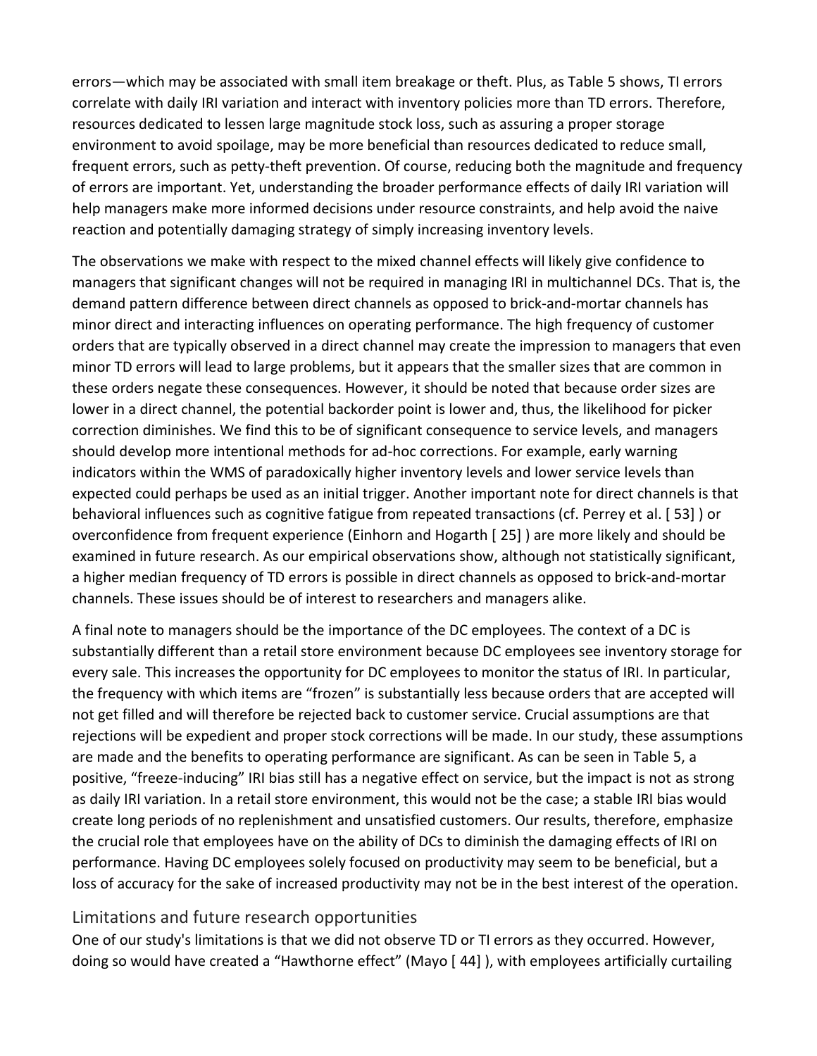errors—which may be associated with small item breakage or theft. Plus, as Table 5 shows, TI errors correlate with daily IRI variation and interact with inventory policies more than TD errors. Therefore, resources dedicated to lessen large magnitude stock loss, such as assuring a proper storage environment to avoid spoilage, may be more beneficial than resources dedicated to reduce small, frequent errors, such as petty-theft prevention. Of course, reducing both the magnitude and frequency of errors are important. Yet, understanding the broader performance effects of daily IRI variation will help managers make more informed decisions under resource constraints, and help avoid the naive reaction and potentially damaging strategy of simply increasing inventory levels.

The observations we make with respect to the mixed channel effects will likely give confidence to managers that significant changes will not be required in managing IRI in multichannel DCs. That is, the demand pattern difference between direct channels as opposed to brick-and-mortar channels has minor direct and interacting influences on operating performance. The high frequency of customer orders that are typically observed in a direct channel may create the impression to managers that even minor TD errors will lead to large problems, but it appears that the smaller sizes that are common in these orders negate these consequences. However, it should be noted that because order sizes are lower in a direct channel, the potential backorder point is lower and, thus, the likelihood for picker correction diminishes. We find this to be of significant consequence to service levels, and managers should develop more intentional methods for ad-hoc corrections. For example, early warning indicators within the WMS of paradoxically higher inventory levels and lower service levels than expected could perhaps be used as an initial trigger. Another important note for direct channels is that behavioral influences such as cognitive fatigue from repeated transactions (cf. Perrey et al. [ 53] ) or overconfidence from frequent experience (Einhorn and Hogarth [ 25] ) are more likely and should be examined in future research. As our empirical observations show, although not statistically significant, a higher median frequency of TD errors is possible in direct channels as opposed to brick-and-mortar channels. These issues should be of interest to researchers and managers alike.

A final note to managers should be the importance of the DC employees. The context of a DC is substantially different than a retail store environment because DC employees see inventory storage for every sale. This increases the opportunity for DC employees to monitor the status of IRI. In particular, the frequency with which items are "frozen" is substantially less because orders that are accepted will not get filled and will therefore be rejected back to customer service. Crucial assumptions are that rejections will be expedient and proper stock corrections will be made. In our study, these assumptions are made and the benefits to operating performance are significant. As can be seen in Table 5, a positive, "freeze-inducing" IRI bias still has a negative effect on service, but the impact is not as strong as daily IRI variation. In a retail store environment, this would not be the case; a stable IRI bias would create long periods of no replenishment and unsatisfied customers. Our results, therefore, emphasize the crucial role that employees have on the ability of DCs to diminish the damaging effects of IRI on performance. Having DC employees solely focused on productivity may seem to be beneficial, but a loss of accuracy for the sake of increased productivity may not be in the best interest of the operation.

## Limitations and future research opportunities

One of our study's limitations is that we did not observe TD or TI errors as they occurred. However, doing so would have created a "Hawthorne effect" (Mayo [ 44] ), with employees artificially curtailing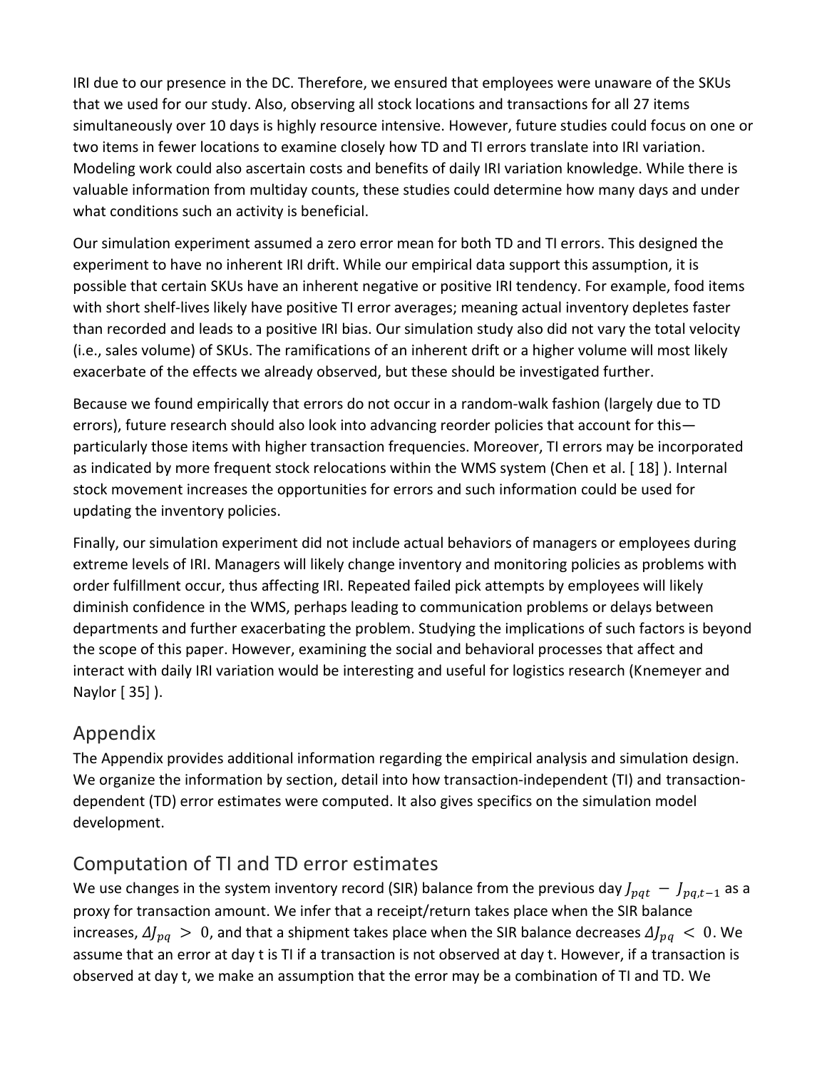IRI due to our presence in the DC. Therefore, we ensured that employees were unaware of the SKUs that we used for our study. Also, observing all stock locations and transactions for all 27 items simultaneously over 10 days is highly resource intensive. However, future studies could focus on one or two items in fewer locations to examine closely how TD and TI errors translate into IRI variation. Modeling work could also ascertain costs and benefits of daily IRI variation knowledge. While there is valuable information from multiday counts, these studies could determine how many days and under what conditions such an activity is beneficial.

Our simulation experiment assumed a zero error mean for both TD and TI errors. This designed the experiment to have no inherent IRI drift. While our empirical data support this assumption, it is possible that certain SKUs have an inherent negative or positive IRI tendency. For example, food items with short shelf-lives likely have positive TI error averages; meaning actual inventory depletes faster than recorded and leads to a positive IRI bias. Our simulation study also did not vary the total velocity (i.e., sales volume) of SKUs. The ramifications of an inherent drift or a higher volume will most likely exacerbate of the effects we already observed, but these should be investigated further.

Because we found empirically that errors do not occur in a random-walk fashion (largely due to TD errors), future research should also look into advancing reorder policies that account for this—particularly those items with higher transaction frequencies. Moreover, TI errors may be incorporated as indicated by more frequent stock relocations within the WMS system (Chen et al. [ 18] ). Internal stock movement increases the opportunities for errors and such information could be used for updating the inventory policies.

Finally, our simulation experiment did not include actual behaviors of managers or employees during extreme levels of IRI. Managers will likely change inventory and monitoring policies as problems with order fulfillment occur, thus affecting IRI. Repeated failed pick attempts by employees will likely diminish confidence in the WMS, perhaps leading to communication problems or delays between departments and further exacerbating the problem. Studying the implications of such factors is beyond the scope of this paper. However, examining the social and behavioral processes that affect and interact with daily IRI variation would be interesting and useful for logistics research (Knemeyer and Naylor [ 35] ).

## Appendix

The Appendix provides additional information regarding the empirical analysis and simulation design. We organize the information by section, detail into how transaction-independent (TI) and transaction-dependent (TD) error estimates were computed. It also gives specifics on the simulation model development.

## Computation of TI and TD error estimates

We use changes in the system inventory record (SIR) balance from the previous day $J_{pqt} - J_{pq,t-1}$ as a proxy for transaction amount. We infer that a receipt/return takes place when the SIR balance increases, $\Delta J_{pq} > 0$, and that a shipment takes place when the SIR balance decreases $\Delta J_{pq} < 0$. We assume that an error at day t is TI if a transaction is not observed at day t. However, if a transaction is observed at day t, we make an assumption that the error may be a combination of TI and TD. We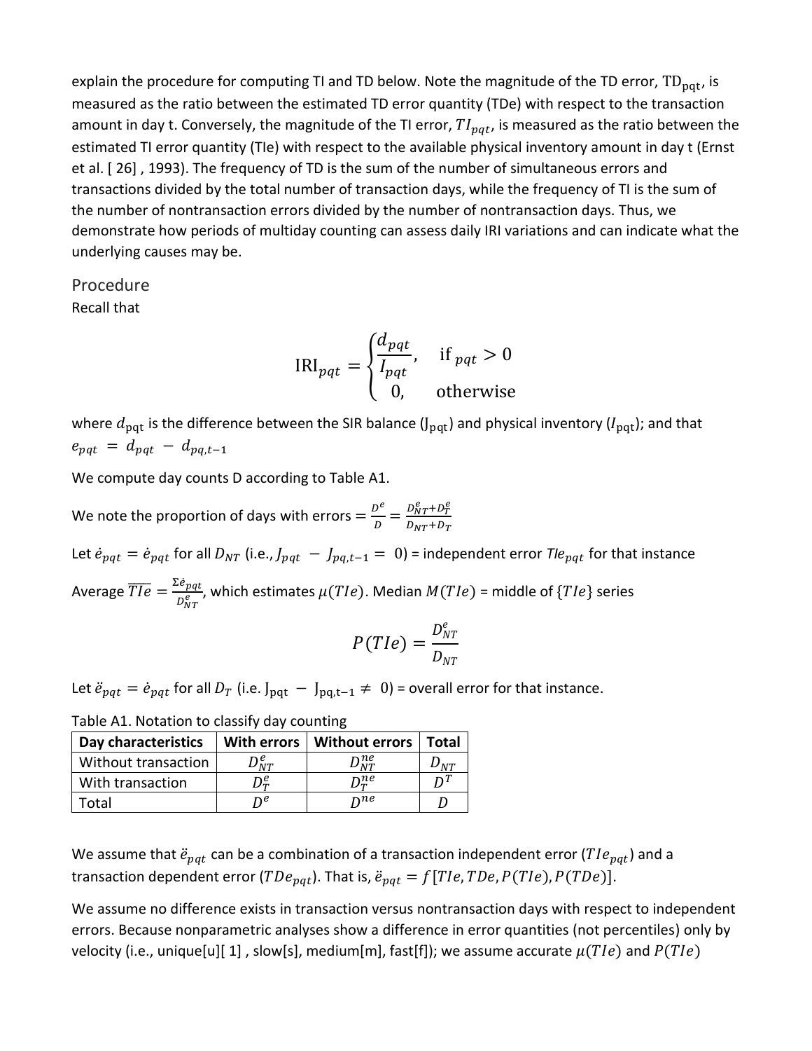explain the procedure for computing TI and TD below. Note the magnitude of the TD error, $\mathrm{TD}_{\mathrm{pqt}}$, is measured as the ratio between the estimated TD error quantity (TDe) with respect to the transaction amount in day t. Conversely, the magnitude of the TI error, $TI_{pqt}$, is measured as the ratio between the estimated TI error quantity (TIe) with respect to the available physical inventory amount in day t (Ernst et al. [ 26] , 1993). The frequency of TD is the sum of the number of simultaneous errors and transactions divided by the total number of transaction days, while the frequency of TI is the sum of the number of nontransaction errors divided by the number of nontransaction days. Thus, we demonstrate how periods of multiday counting can assess daily IRI variations and can indicate what the underlying causes may be.

## Procedure

Recall that

$$\mathrm{IRI}_{pqt} = \begin{cases} \dfrac{d_{pqt}}{I_{pqt}}, & \text{if }_{pqt} > 0 \\ 0, & \text{otherwise} \end{cases}$$

where $d_{\mathrm{pqt}}$ is the difference between the SIR balance ($\mathrm{J}_{\mathrm{pqt}}$) and physical inventory ($I_{\mathrm{pqt}}$); and that $e_{pqt} = d_{pqt} - d_{pq,t-1}$

We compute day counts D according to Table A1.

We note the proportion of days with errors $= \frac{D^e}{D} = \frac{D_{NT}^e + D_T^e}{D_{NT} + D_T}$

Let $\dot{e}_{pqt} = \dot{e}_{pqt}$ for all $D_{NT}$ (i.e., $J_{pqt} - J_{pq,t-1} = 0$) = independent error $TIe_{pqt}$ for that instance

Average $\overline{TIe} = \frac{\Sigma \dot{e}_{pqt}}{D_{NT}^e}$, which estimates $\mu(TIe)$. Median $M(TIe)$ = middle of $\{TIe\}$ series

$$P(TIe) = \frac{D_{NT}^e}{D_{NT}}$$

Let $\ddot{e}_{pqt} = \dot{e}_{pqt}$ for all $D_T$ (i.e. $\mathrm{J}_{\mathrm{pqt}} - \mathrm{J}_{\mathrm{pq,t-1}} \neq 0$) = overall error for that instance.

Table A1. Notation to classify day counting

| Day characteristics | With errors | Without errors | Total |
|---|---|---|---|
| Without transaction | $D_{NT}^e$ | $D_{NT}^{ne}$ | $D_{NT}$ |
| With transaction | $D_T^e$ | $D_T^{ne}$ | $D^T$ |
| Total | $D^e$ | $D^{ne}$ | $D$ |

We assume that $\ddot{e}_{pqt}$ can be a combination of a transaction independent error ($TIe_{pqt}$) and a transaction dependent error ($TDe_{pqt}$). That is, $\ddot{e}_{pqt} = f[TIe, TDe, P(TIe), P(TDe)]$.

We assume no difference exists in transaction versus nontransaction days with respect to independent errors. Because nonparametric analyses show a difference in error quantities (not percentiles) only by velocity (i.e., unique[u][ 1] , slow[s], medium[m], fast[f]); we assume accurate $\mu(TIe)$ and $P(TIe)$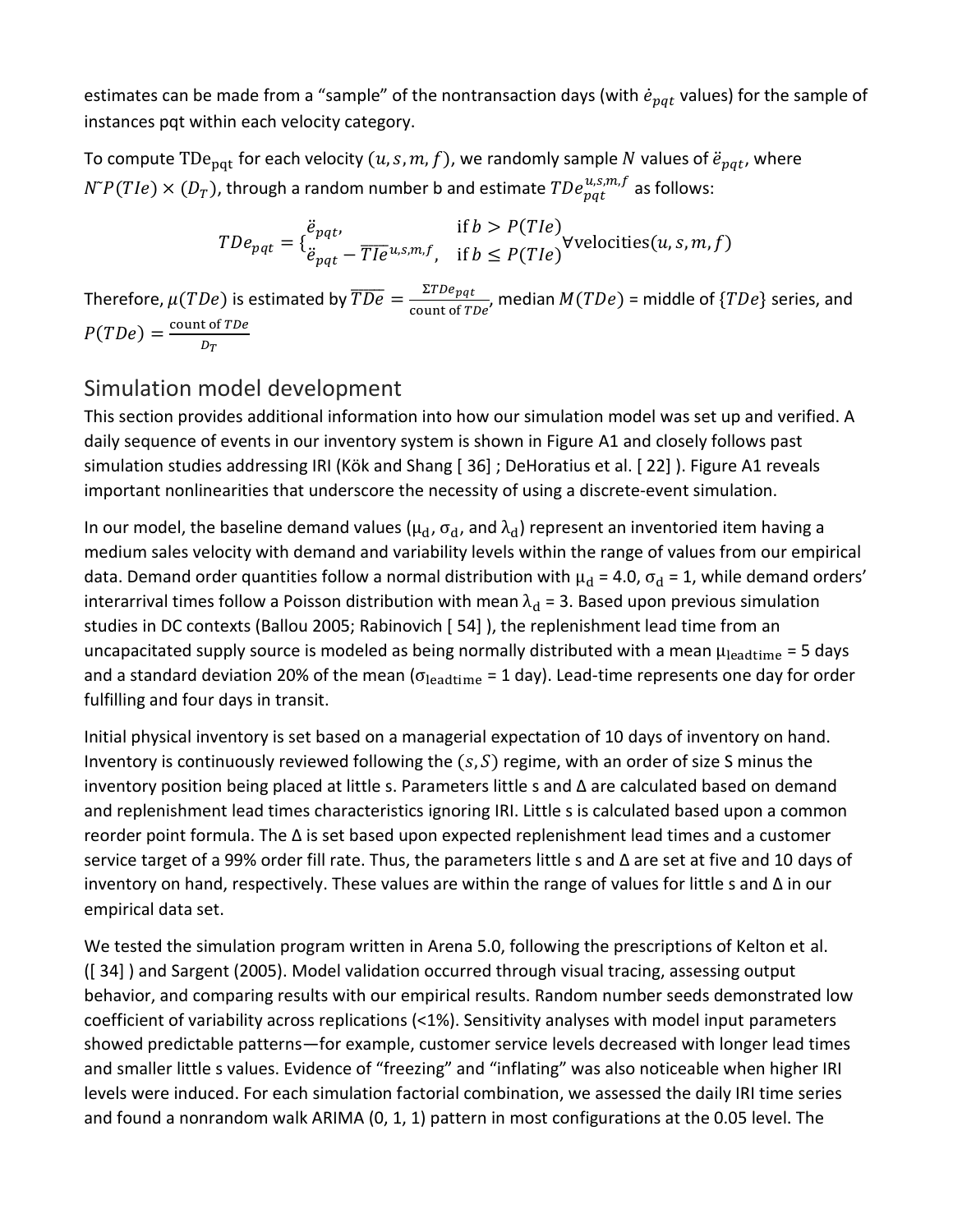estimates can be made from a "sample" of the nontransaction days (with $\dot{e}_{pqt}$ values) for the sample of instances pqt within each velocity category.

To compute $\mathrm{TDe}_{pqt}$ for each velocity $(u, s, m, f)$, we randomly sample $N$ values of $\ddot{e}_{pqt}$, where $N \tilde{} P(TIe) \times (D_T)$, through a random number b and estimate $TDe_{pqt}^{u,s,m,f}$ as follows:

$$TDe_{pqt} = \begin{cases} \ddot{e}_{pqt}, & \text{if } b > P(TIe) \\ \ddot{e}_{pqt} - \overline{TIe}^{u,s,m,f}, & \text{if } b \leq P(TIe) \end{cases} \forall \text{velocities}(u, s, m, f)$$

Therefore, $\mu(TDe)$ is estimated by $\overline{TDe} = \frac{\Sigma TDe_{pqt}}{\text{count of } TDe}$, median $M(TDe)$ = middle of $\{TDe\}$ series, and $P(TDe) = \frac{\text{count of } TDe}{D_T}$

## Simulation model development

This section provides additional information into how our simulation model was set up and verified. A daily sequence of events in our inventory system is shown in Figure A1 and closely follows past simulation studies addressing IRI (Kök and Shang [ 36] ; DeHoratius et al. [ 22] ). Figure A1 reveals important nonlinearities that underscore the necessity of using a discrete-event simulation.

In our model, the baseline demand values ($\mu_d$, $\sigma_d$, and $\lambda_d$) represent an inventoried item having a medium sales velocity with demand and variability levels within the range of values from our empirical data. Demand order quantities follow a normal distribution with $\mu_d$ = 4.0, $\sigma_d$ = 1, while demand orders' interarrival times follow a Poisson distribution with mean $\lambda_d$ = 3. Based upon previous simulation studies in DC contexts (Ballou 2005; Rabinovich [ 54] ), the replenishment lead time from an uncapacitated supply source is modeled as being normally distributed with a mean $\mu_{\text{leadtime}}$ = 5 days and a standard deviation 20% of the mean ($\sigma_{\text{leadtime}}$ = 1 day). Lead-time represents one day for order fulfilling and four days in transit.

Initial physical inventory is set based on a managerial expectation of 10 days of inventory on hand. Inventory is continuously reviewed following the $(s, S)$ regime, with an order of size S minus the inventory position being placed at little s. Parameters little s and Δ are calculated based on demand and replenishment lead times characteristics ignoring IRI. Little s is calculated based upon a common reorder point formula. The Δ is set based upon expected replenishment lead times and a customer service target of a 99% order fill rate. Thus, the parameters little s and Δ are set at five and 10 days of inventory on hand, respectively. These values are within the range of values for little s and Δ in our empirical data set.

We tested the simulation program written in Arena 5.0, following the prescriptions of Kelton et al. ([ 34] ) and Sargent (2005). Model validation occurred through visual tracing, assessing output behavior, and comparing results with our empirical results. Random number seeds demonstrated low coefficient of variability across replications (<1%). Sensitivity analyses with model input parameters showed predictable patterns—for example, customer service levels decreased with longer lead times and smaller little s values. Evidence of "freezing" and "inflating" was also noticeable when higher IRI levels were induced. For each simulation factorial combination, we assessed the daily IRI time series and found a nonrandom walk ARIMA (0, 1, 1) pattern in most configurations at the 0.05 level. The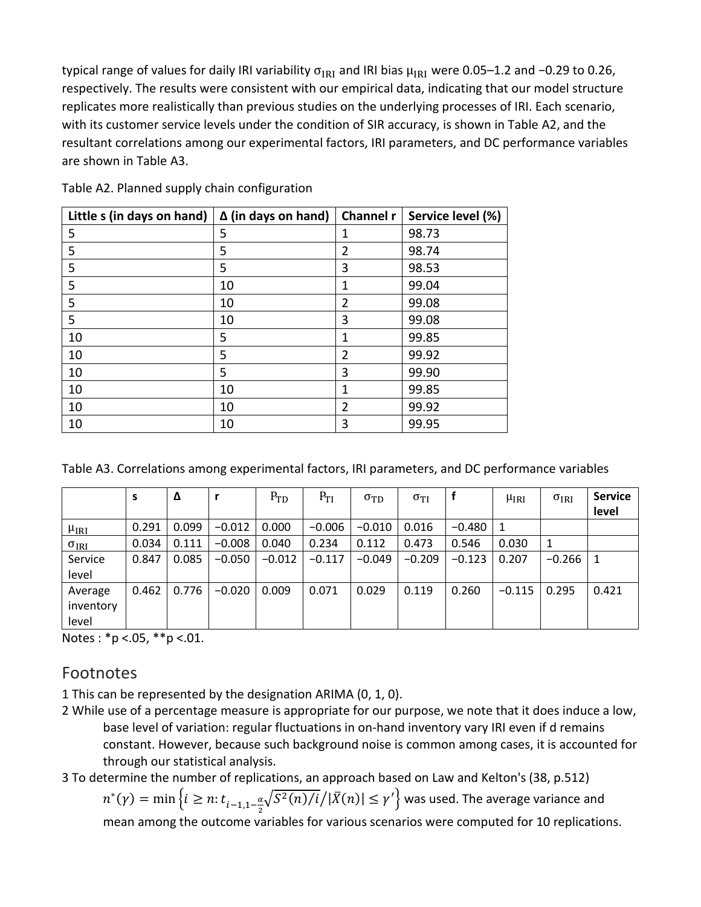typical range of values for daily IRI variability $\sigma_{IRI}$ and IRI bias $\mu_{IRI}$ were 0.05–1.2 and −0.29 to 0.26, respectively. The results were consistent with our empirical data, indicating that our model structure replicates more realistically than previous studies on the underlying processes of IRI. Each scenario, with its customer service levels under the condition of SIR accuracy, is shown in Table A2, and the resultant correlations among our experimental factors, IRI parameters, and DC performance variables are shown in Table A3.

Table A2. Planned supply chain configuration

| Little s (in days on hand) | Δ (in days on hand) | Channel r | Service level (%) |
|---|---|---|---|
| 5 | 5 | 1 | 98.73 |
| 5 | 5 | 2 | 98.74 |
| 5 | 5 | 3 | 98.53 |
| 5 | 10 | 1 | 99.04 |
| 5 | 10 | 2 | 99.08 |
| 5 | 10 | 3 | 99.08 |
| 10 | 5 | 1 | 99.85 |
| 10 | 5 | 2 | 99.92 |
| 10 | 5 | 3 | 99.90 |
| 10 | 10 | 1 | 99.85 |
| 10 | 10 | 2 | 99.92 |
| 10 | 10 | 3 | 99.95 |

Table A3. Correlations among experimental factors, IRI parameters, and DC performance variables

| | s | Δ | r | $P_{TD}$ | $P_{TI}$ | $\sigma_{TD}$ | $\sigma_{TI}$ | f | $\mu_{IRI}$ | $\sigma_{IRI}$ | Service level |
|---|---|---|---|---|---|---|---|---|---|---|---|
| $\mu_{IRI}$ | 0.291 | 0.099 | −0.012 | 0.000 | −0.006 | −0.010 | 0.016 | −0.480 | 1 | | |
| $\sigma_{IRI}$ | 0.034 | 0.111 | −0.008 | 0.040 | 0.234 | 0.112 | 0.473 | 0.546 | 0.030 | 1 | |
| Service level | 0.847 | 0.085 | −0.050 | −0.012 | −0.117 | −0.049 | −0.209 | −0.123 | 0.207 | −0.266 | 1 |
| Average inventory level | 0.462 | 0.776 | −0.020 | 0.009 | 0.071 | 0.029 | 0.119 | 0.260 | −0.115 | 0.295 | 0.421 |

Notes : *p <.05, **p <.01.

## Footnotes

1 This can be represented by the designation ARIMA (0, 1, 0).

2 While use of a percentage measure is appropriate for our purpose, we note that it does induce a low, base level of variation: regular fluctuations in on-hand inventory vary IRI even if d remains constant. However, because such background noise is common among cases, it is accounted for through our statistical analysis.

3 To determine the number of replications, an approach based on Law and Kelton's (38, p.512) $n^*(\gamma) = \min\left\{i \geq n: t_{i-1,1-\frac{\alpha}{2}}\sqrt{S^2(n)/i}/|\bar{X}(n)| \leq \gamma'\right\}$ was used. The average variance and mean among the outcome variables for various scenarios were computed for 10 replications.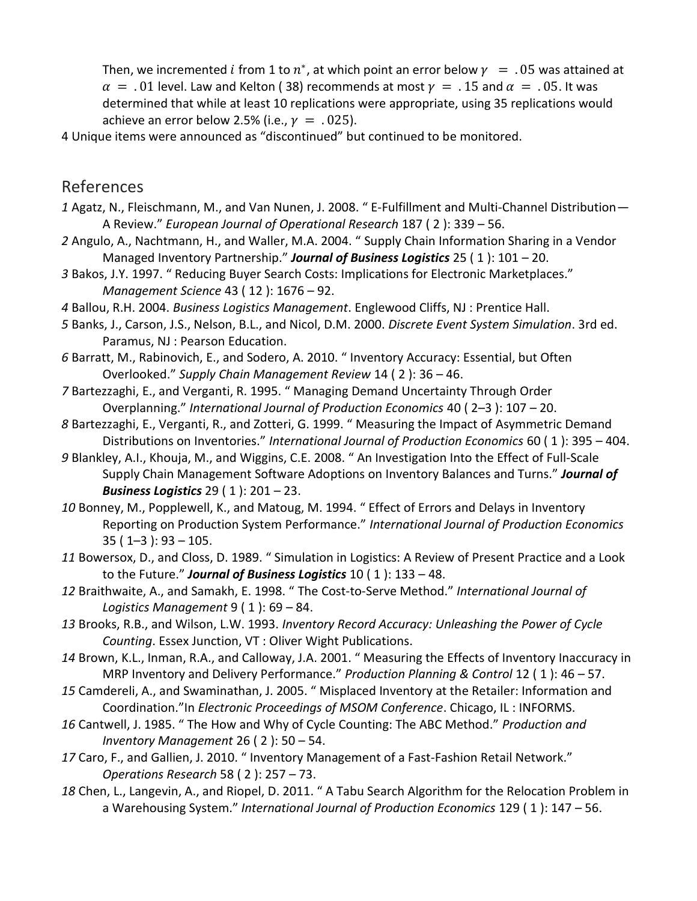Then, we incremented $i$ from 1 to $n^*$, at which point an error below $\gamma = .05$ was attained at $\alpha = .01$ level. Law and Kelton ( 38) recommends at most $\gamma = .15$ and $\alpha = .05$. It was determined that while at least 10 replications were appropriate, using 35 replications would achieve an error below 2.5% (i.e., $\gamma = .025$).

4 Unique items were announced as "discontinued" but continued to be monitored.

## References

*1* Agatz, N., Fleischmann, M., and Van Nunen, J. 2008. " E-Fulfillment and Multi-Channel Distribution—A Review." *European Journal of Operational Research* 187 ( 2 ): 339 – 56.

*2* Angulo, A., Nachtmann, H., and Waller, M.A. 2004. " Supply Chain Information Sharing in a Vendor Managed Inventory Partnership." ***Journal of Business Logistics*** 25 ( 1 ): 101 – 20.

*3* Bakos, J.Y. 1997. " Reducing Buyer Search Costs: Implications for Electronic Marketplaces." *Management Science* 43 ( 12 ): 1676 – 92.

*4* Ballou, R.H. 2004. *Business Logistics Management*. Englewood Cliffs, NJ : Prentice Hall.

*5* Banks, J., Carson, J.S., Nelson, B.L., and Nicol, D.M. 2000. *Discrete Event System Simulation*. 3rd ed. Paramus, NJ : Pearson Education.

*6* Barratt, M., Rabinovich, E., and Sodero, A. 2010. " Inventory Accuracy: Essential, but Often Overlooked." *Supply Chain Management Review* 14 ( 2 ): 36 – 46.

*7* Bartezzaghi, E., and Verganti, R. 1995. " Managing Demand Uncertainty Through Order Overplanning." *International Journal of Production Economics* 40 ( 2–3 ): 107 – 20.

*8* Bartezzaghi, E., Verganti, R., and Zotteri, G. 1999. " Measuring the Impact of Asymmetric Demand Distributions on Inventories." *International Journal of Production Economics* 60 ( 1 ): 395 – 404.

*9* Blankley, A.I., Khouja, M., and Wiggins, C.E. 2008. " An Investigation Into the Effect of Full-Scale Supply Chain Management Software Adoptions on Inventory Balances and Turns." ***Journal of Business Logistics*** 29 ( 1 ): 201 – 23.

*10* Bonney, M., Popplewell, K., and Matoug, M. 1994. " Effect of Errors and Delays in Inventory Reporting on Production System Performance." *International Journal of Production Economics* 35 ( 1–3 ): 93 – 105.

*11* Bowersox, D., and Closs, D. 1989. " Simulation in Logistics: A Review of Present Practice and a Look to the Future." ***Journal of Business Logistics*** 10 ( 1 ): 133 – 48.

*12* Braithwaite, A., and Samakh, E. 1998. " The Cost-to-Serve Method." *International Journal of Logistics Management* 9 ( 1 ): 69 – 84.

*13* Brooks, R.B., and Wilson, L.W. 1993. *Inventory Record Accuracy: Unleashing the Power of Cycle Counting*. Essex Junction, VT : Oliver Wight Publications.

*14* Brown, K.L., Inman, R.A., and Calloway, J.A. 2001. " Measuring the Effects of Inventory Inaccuracy in MRP Inventory and Delivery Performance." *Production Planning & Control* 12 ( 1 ): 46 – 57.

*15* Camdereli, A., and Swaminathan, J. 2005. " Misplaced Inventory at the Retailer: Information and Coordination."In *Electronic Proceedings of MSOM Conference*. Chicago, IL : INFORMS.

*16* Cantwell, J. 1985. " The How and Why of Cycle Counting: The ABC Method." *Production and Inventory Management* 26 ( 2 ): 50 – 54.

*17* Caro, F., and Gallien, J. 2010. " Inventory Management of a Fast-Fashion Retail Network." *Operations Research* 58 ( 2 ): 257 – 73.

*18* Chen, L., Langevin, A., and Riopel, D. 2011. " A Tabu Search Algorithm for the Relocation Problem in a Warehousing System." *International Journal of Production Economics* 129 ( 1 ): 147 – 56.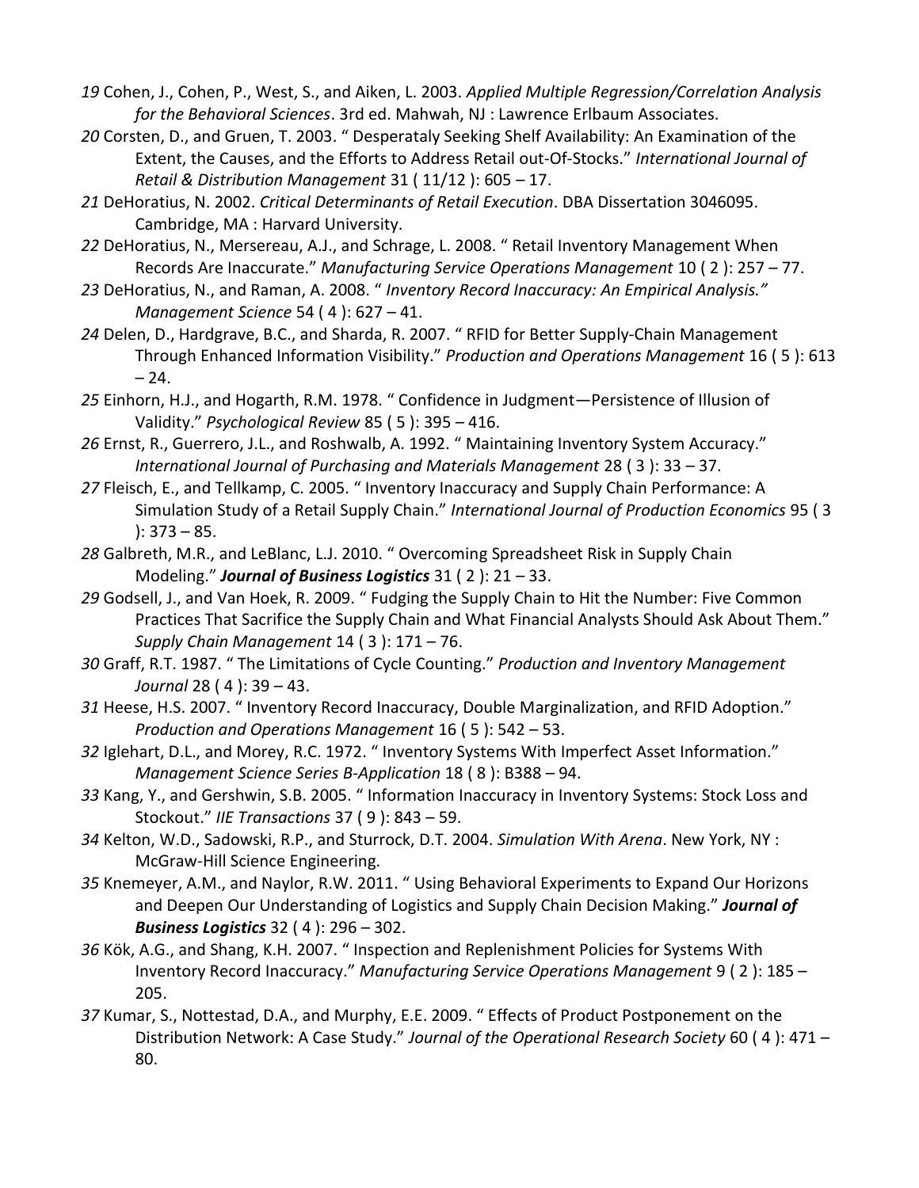*19* Cohen, J., Cohen, P., West, S., and Aiken, L. 2003. *Applied Multiple Regression/Correlation Analysis for the Behavioral Sciences*. 3rd ed. Mahwah, NJ : Lawrence Erlbaum Associates.

*20* Corsten, D., and Gruen, T. 2003. " Desperataly Seeking Shelf Availability: An Examination of the Extent, the Causes, and the Efforts to Address Retail out-Of-Stocks." *International Journal of Retail & Distribution Management* 31 ( 11/12 ): 605 – 17.

*21* DeHoratius, N. 2002. *Critical Determinants of Retail Execution*. DBA Dissertation 3046095. Cambridge, MA : Harvard University.

*22* DeHoratius, N., Mersereau, A.J., and Schrage, L. 2008. " Retail Inventory Management When Records Are Inaccurate." *Manufacturing Service Operations Management* 10 ( 2 ): 257 – 77.

*23* DeHoratius, N., and Raman, A. 2008. " *Inventory Record Inaccuracy: An Empirical Analysis." Management Science* 54 ( 4 ): 627 – 41.

*24* Delen, D., Hardgrave, B.C., and Sharda, R. 2007. " RFID for Better Supply-Chain Management Through Enhanced Information Visibility." *Production and Operations Management* 16 ( 5 ): 613 – 24.

*25* Einhorn, H.J., and Hogarth, R.M. 1978. " Confidence in Judgment—Persistence of Illusion of Validity." *Psychological Review* 85 ( 5 ): 395 – 416.

*26* Ernst, R., Guerrero, J.L., and Roshwalb, A. 1992. " Maintaining Inventory System Accuracy." *International Journal of Purchasing and Materials Management* 28 ( 3 ): 33 – 37.

*27* Fleisch, E., and Tellkamp, C. 2005. " Inventory Inaccuracy and Supply Chain Performance: A Simulation Study of a Retail Supply Chain." *International Journal of Production Economics* 95 ( 3 ): 373 – 85.

*28* Galbreth, M.R., and LeBlanc, L.J. 2010. " Overcoming Spreadsheet Risk in Supply Chain Modeling." ***Journal of Business Logistics*** 31 ( 2 ): 21 – 33.

*29* Godsell, J., and Van Hoek, R. 2009. " Fudging the Supply Chain to Hit the Number: Five Common Practices That Sacrifice the Supply Chain and What Financial Analysts Should Ask About Them." *Supply Chain Management* 14 ( 3 ): 171 – 76.

*30* Graff, R.T. 1987. " The Limitations of Cycle Counting." *Production and Inventory Management Journal* 28 ( 4 ): 39 – 43.

*31* Heese, H.S. 2007. " Inventory Record Inaccuracy, Double Marginalization, and RFID Adoption." *Production and Operations Management* 16 ( 5 ): 542 – 53.

*32* Iglehart, D.L., and Morey, R.C. 1972. " Inventory Systems With Imperfect Asset Information." *Management Science Series B-Application* 18 ( 8 ): B388 – 94.

*33* Kang, Y., and Gershwin, S.B. 2005. " Information Inaccuracy in Inventory Systems: Stock Loss and Stockout." *IIE Transactions* 37 ( 9 ): 843 – 59.

*34* Kelton, W.D., Sadowski, R.P., and Sturrock, D.T. 2004. *Simulation With Arena*. New York, NY : McGraw-Hill Science Engineering.

*35* Knemeyer, A.M., and Naylor, R.W. 2011. " Using Behavioral Experiments to Expand Our Horizons and Deepen Our Understanding of Logistics and Supply Chain Decision Making." ***Journal of Business Logistics*** 32 ( 4 ): 296 – 302.

*36* Kök, A.G., and Shang, K.H. 2007. " Inspection and Replenishment Policies for Systems With Inventory Record Inaccuracy." *Manufacturing Service Operations Management* 9 ( 2 ): 185 – 205.

*37* Kumar, S., Nottestad, D.A., and Murphy, E.E. 2009. " Effects of Product Postponement on the Distribution Network: A Case Study." *Journal of the Operational Research Society* 60 ( 4 ): 471 – 80.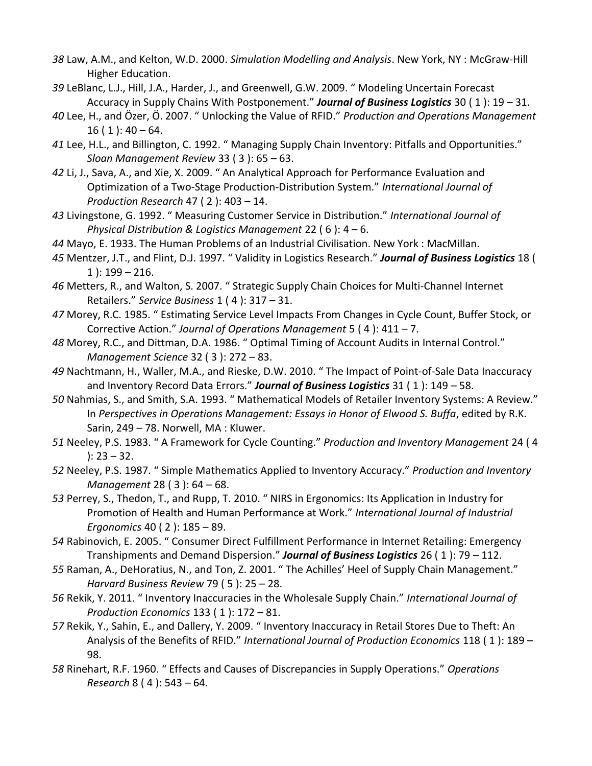*38* Law, A.M., and Kelton, W.D. 2000. *Simulation Modelling and Analysis*. New York, NY : McGraw-Hill Higher Education.

*39* LeBlanc, L.J., Hill, J.A., Harder, J., and Greenwell, G.W. 2009. " Modeling Uncertain Forecast Accuracy in Supply Chains With Postponement." ***Journal of Business Logistics*** 30 ( 1 ): 19 – 31.

*40* Lee, H., and Özer, Ö. 2007. " Unlocking the Value of RFID." *Production and Operations Management* 16 ( 1 ): 40 – 64.

*41* Lee, H.L., and Billington, C. 1992. " Managing Supply Chain Inventory: Pitfalls and Opportunities." *Sloan Management Review* 33 ( 3 ): 65 – 63.

*42* Li, J., Sava, A., and Xie, X. 2009. " An Analytical Approach for Performance Evaluation and Optimization of a Two-Stage Production-Distribution System." *International Journal of Production Research* 47 ( 2 ): 403 – 14.

*43* Livingstone, G. 1992. " Measuring Customer Service in Distribution." *International Journal of Physical Distribution & Logistics Management* 22 ( 6 ): 4 – 6.

*44* Mayo, E. 1933. The Human Problems of an Industrial Civilisation. New York : MacMillan.

*45* Mentzer, J.T., and Flint, D.J. 1997. " Validity in Logistics Research." ***Journal of Business Logistics*** 18 ( 1 ): 199 – 216.

*46* Metters, R., and Walton, S. 2007. " Strategic Supply Chain Choices for Multi-Channel Internet Retailers." *Service Business* 1 ( 4 ): 317 – 31.

*47* Morey, R.C. 1985. " Estimating Service Level Impacts From Changes in Cycle Count, Buffer Stock, or Corrective Action." *Journal of Operations Management* 5 ( 4 ): 411 – 7.

*48* Morey, R.C., and Dittman, D.A. 1986. " Optimal Timing of Account Audits in Internal Control." *Management Science* 32 ( 3 ): 272 – 83.

*49* Nachtmann, H., Waller, M.A., and Rieske, D.W. 2010. " The Impact of Point-of-Sale Data Inaccuracy and Inventory Record Data Errors." ***Journal of Business Logistics*** 31 ( 1 ): 149 – 58.

*50* Nahmias, S., and Smith, S.A. 1993. " Mathematical Models of Retailer Inventory Systems: A Review." In *Perspectives in Operations Management: Essays in Honor of Elwood S. Buffa*, edited by R.K. Sarin, 249 – 78. Norwell, MA : Kluwer.

*51* Neeley, P.S. 1983. " A Framework for Cycle Counting." *Production and Inventory Management* 24 ( 4 ): 23 – 32.

*52* Neeley, P.S. 1987. " Simple Mathematics Applied to Inventory Accuracy." *Production and Inventory Management* 28 ( 3 ): 64 – 68.

*53* Perrey, S., Thedon, T., and Rupp, T. 2010. " NIRS in Ergonomics: Its Application in Industry for Promotion of Health and Human Performance at Work." *International Journal of Industrial Ergonomics* 40 ( 2 ): 185 – 89.

*54* Rabinovich, E. 2005. " Consumer Direct Fulfillment Performance in Internet Retailing: Emergency Transhipments and Demand Dispersion." ***Journal of Business Logistics*** 26 ( 1 ): 79 – 112.

*55* Raman, A., DeHoratius, N., and Ton, Z. 2001. " The Achilles' Heel of Supply Chain Management." *Harvard Business Review* 79 ( 5 ): 25 – 28.

*56* Rekik, Y. 2011. " Inventory Inaccuracies in the Wholesale Supply Chain." *International Journal of Production Economics* 133 ( 1 ): 172 – 81.

*57* Rekik, Y., Sahin, E., and Dallery, Y. 2009. " Inventory Inaccuracy in Retail Stores Due to Theft: An Analysis of the Benefits of RFID." *International Journal of Production Economics* 118 ( 1 ): 189 – 98.

*58* Rinehart, R.F. 1960. " Effects and Causes of Discrepancies in Supply Operations." *Operations Research* 8 ( 4 ): 543 – 64.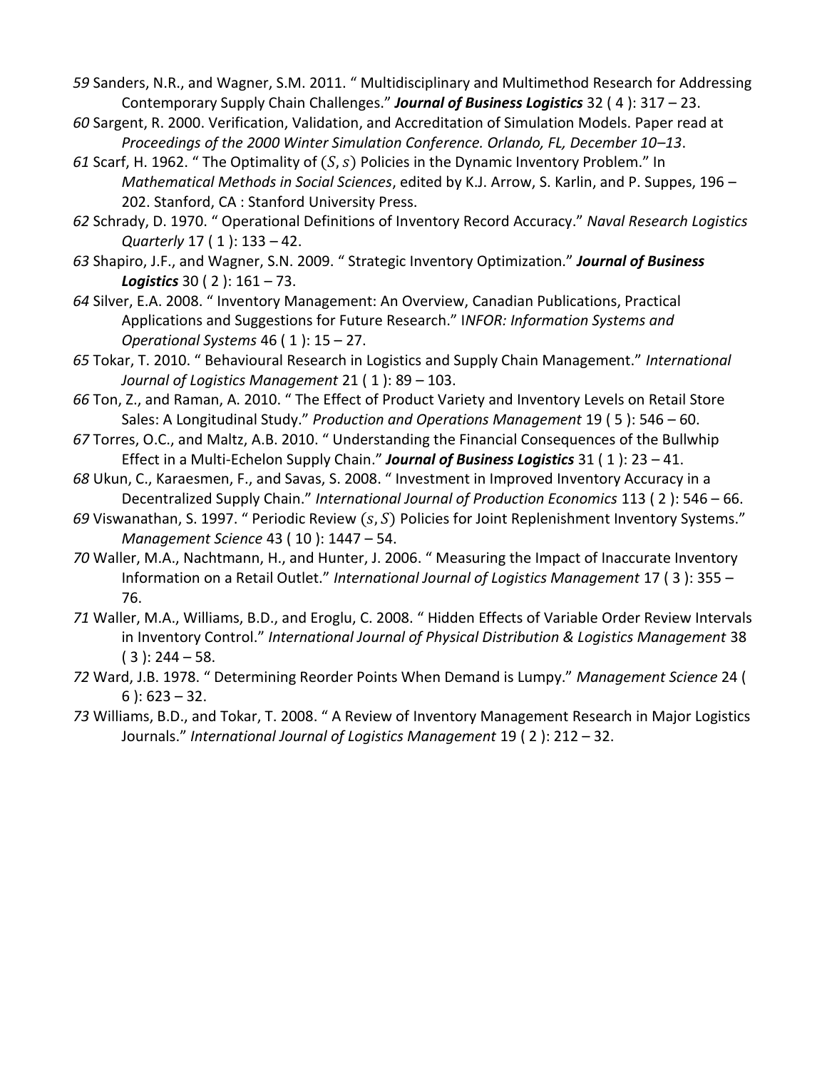*59* Sanders, N.R., and Wagner, S.M. 2011. " Multidisciplinary and Multimethod Research for Addressing Contemporary Supply Chain Challenges." ***Journal of Business Logistics*** 32 ( 4 ): 317 – 23.

*60* Sargent, R. 2000. Verification, Validation, and Accreditation of Simulation Models. Paper read at *Proceedings of the 2000 Winter Simulation Conference. Orlando, FL, December 10–13*.

*61* Scarf, H. 1962. " The Optimality of $(S, s)$ Policies in the Dynamic Inventory Problem." In *Mathematical Methods in Social Sciences*, edited by K.J. Arrow, S. Karlin, and P. Suppes, 196 – 202. Stanford, CA : Stanford University Press.

*62* Schrady, D. 1970. " Operational Definitions of Inventory Record Accuracy." *Naval Research Logistics Quarterly* 17 ( 1 ): 133 – 42.

*63* Shapiro, J.F., and Wagner, S.N. 2009. " Strategic Inventory Optimization." ***Journal of Business Logistics*** 30 ( 2 ): 161 – 73.

*64* Silver, E.A. 2008. " Inventory Management: An Overview, Canadian Publications, Practical Applications and Suggestions for Future Research." I*NFOR: Information Systems and Operational Systems* 46 ( 1 ): 15 – 27.

*65* Tokar, T. 2010. " Behavioural Research in Logistics and Supply Chain Management." *International Journal of Logistics Management* 21 ( 1 ): 89 – 103.

*66* Ton, Z., and Raman, A. 2010. " The Effect of Product Variety and Inventory Levels on Retail Store Sales: A Longitudinal Study." *Production and Operations Management* 19 ( 5 ): 546 – 60.

*67* Torres, O.C., and Maltz, A.B. 2010. " Understanding the Financial Consequences of the Bullwhip Effect in a Multi-Echelon Supply Chain." ***Journal of Business Logistics*** 31 ( 1 ): 23 – 41.

*68* Ukun, C., Karaesmen, F., and Savas, S. 2008. " Investment in Improved Inventory Accuracy in a Decentralized Supply Chain." *International Journal of Production Economics* 113 ( 2 ): 546 – 66.

*69* Viswanathan, S. 1997. " Periodic Review $(s, S)$ Policies for Joint Replenishment Inventory Systems." *Management Science* 43 ( 10 ): 1447 – 54.

*70* Waller, M.A., Nachtmann, H., and Hunter, J. 2006. " Measuring the Impact of Inaccurate Inventory Information on a Retail Outlet." *International Journal of Logistics Management* 17 ( 3 ): 355 – 76.

*71* Waller, M.A., Williams, B.D., and Eroglu, C. 2008. " Hidden Effects of Variable Order Review Intervals in Inventory Control." *International Journal of Physical Distribution & Logistics Management* 38 ( 3 ): 244 – 58.

*72* Ward, J.B. 1978. " Determining Reorder Points When Demand is Lumpy." *Management Science* 24 ( 6 ): 623 – 32.

*73* Williams, B.D., and Tokar, T. 2008. " A Review of Inventory Management Research in Major Logistics Journals." *International Journal of Logistics Management* 19 ( 2 ): 212 – 32.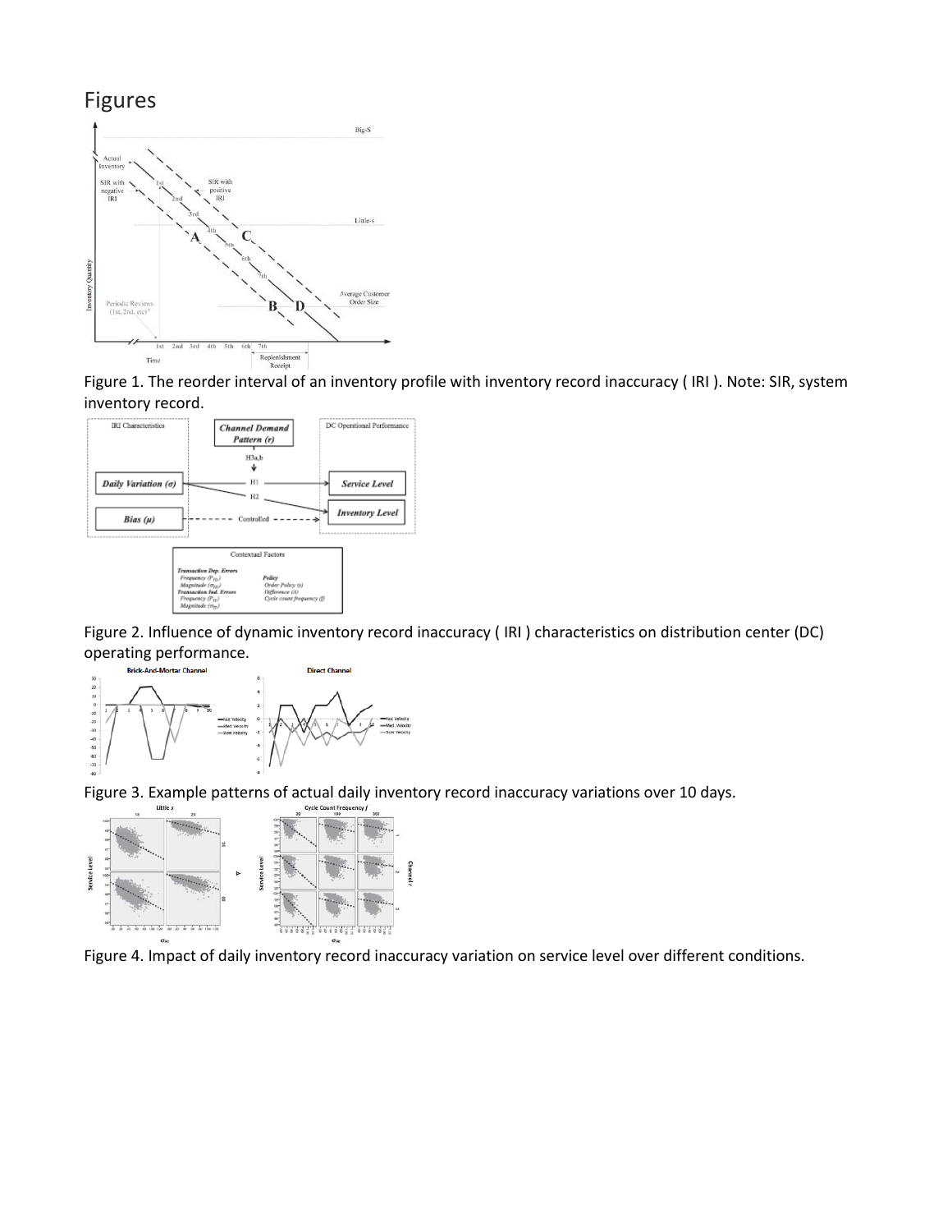# Figures

Figure 1. The reorder interval of an inventory profile with inventory record inaccuracy ( IRI ). Note: SIR, system inventory record.

Figure 2. Influence of dynamic inventory record inaccuracy ( IRI ) characteristics on distribution center (DC) operating performance.

Figure 3. Example patterns of actual daily inventory record inaccuracy variations over 10 days.

Figure 4. Impact of daily inventory record inaccuracy variation on service level over different conditions.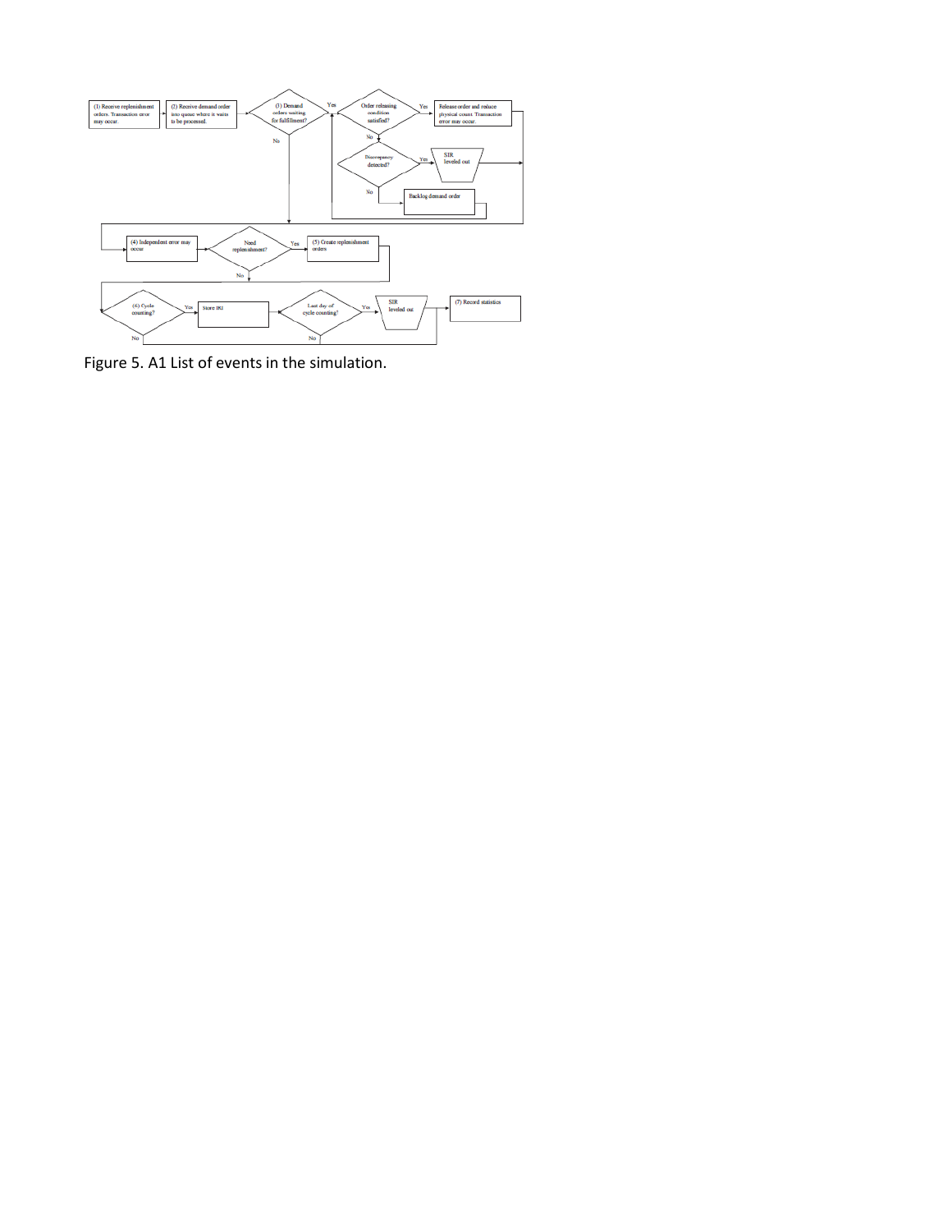(1) Receive replenishment orders. Transaction error may occur.

(2) Receive demand order into queue where it waits to be processed.

(3) Demand orders waiting for fulfillment?

Yes

No

Order releasing condition satisfied?

Yes

No

Release order and reduce physical count. Transaction error may occur.

Discrepancy detected?

Yes

No

SIR leveled out

Backlog demand order

(4) Independent error may occur

Need replenishment?

Yes

No

(5) Create replenishment orders

(6) Cycle counting?

Yes

No

Store IRI

Last day of cycle counting?

Yes

No

SIR leveled out

(7) Record statistics

Figure 5. A1 List of events in the simulation.